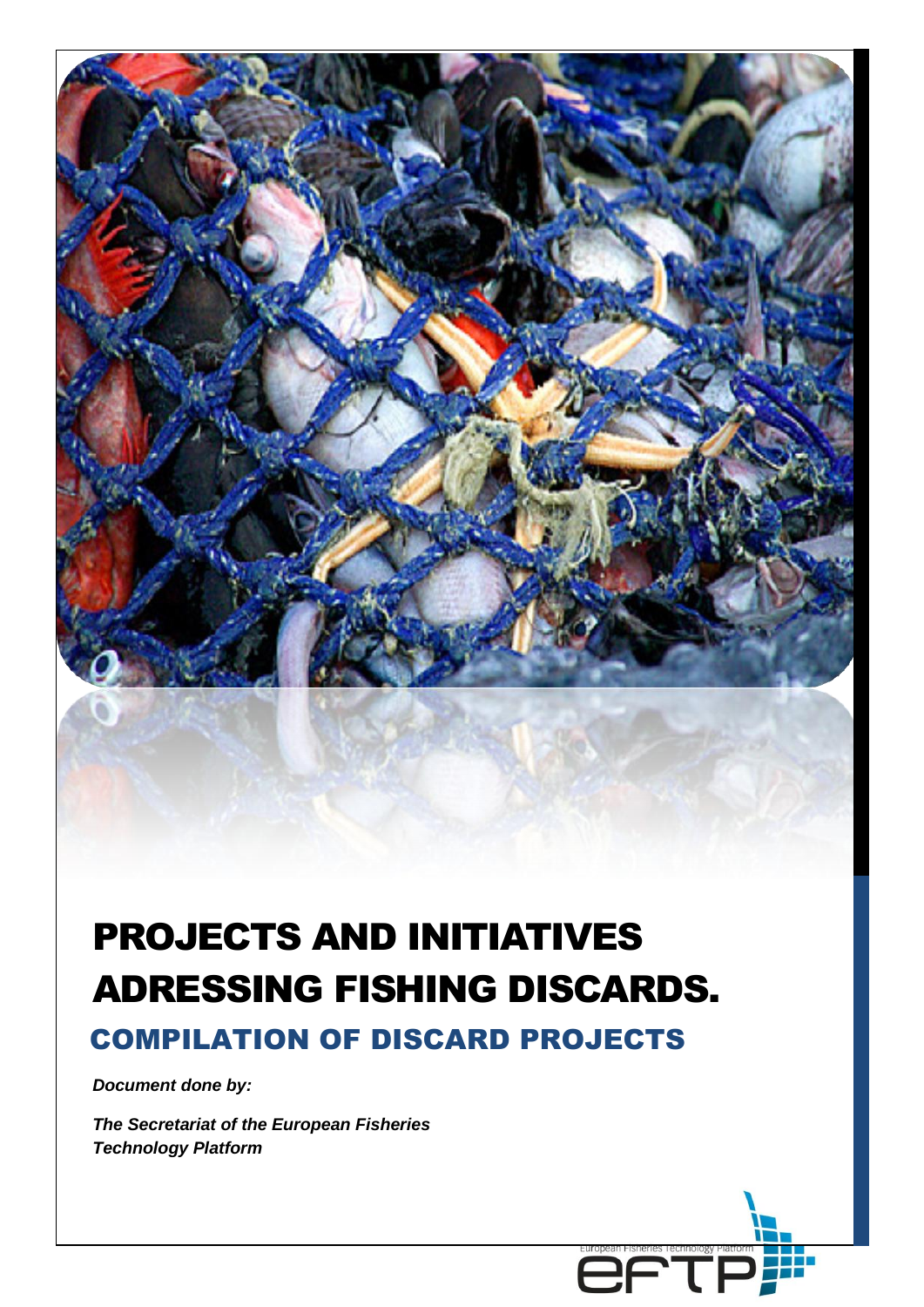# PROJECTS AND INITIATIVES ADRESSING FISHING DISCARDS.

## COMPILATION OF DISCARD PROJECTS

***Document done by:***

***The Secretariat of the European Fisheries Technology Platform***

European Fisheries Technology Platform

eftp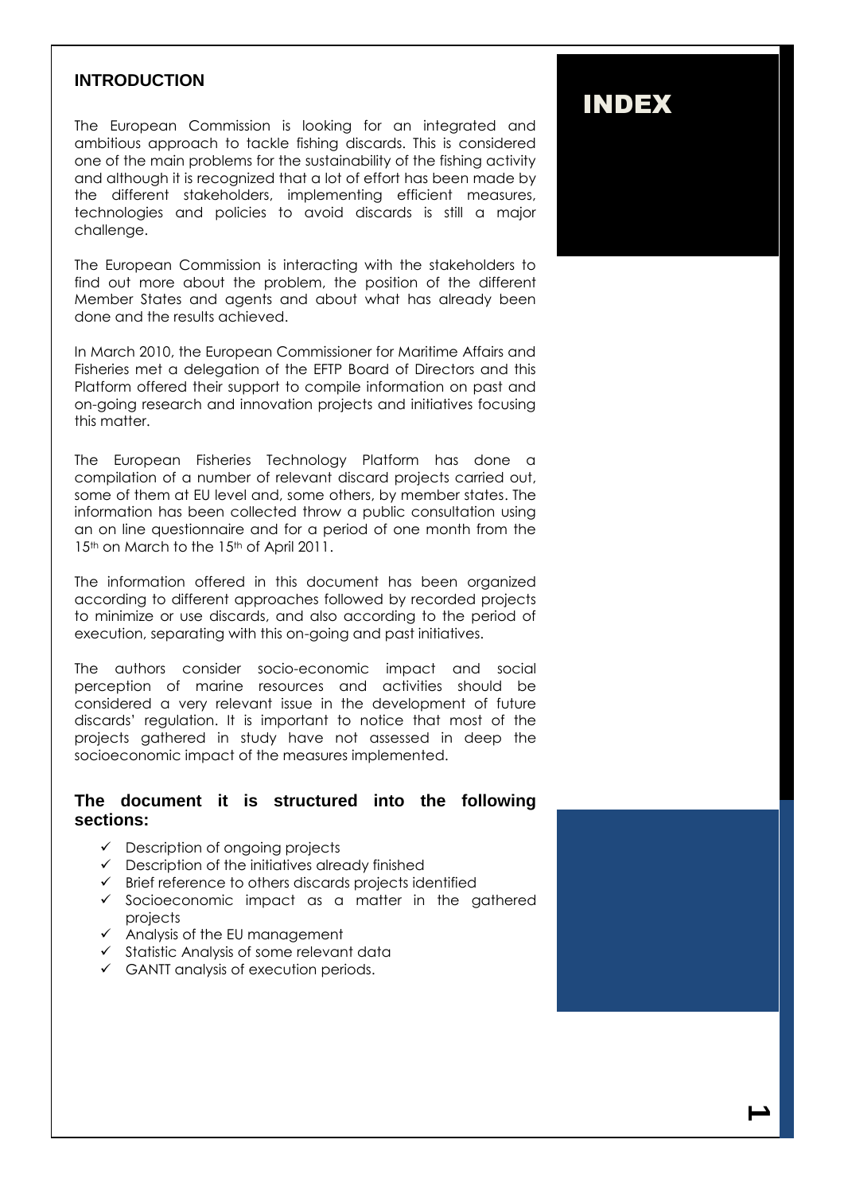## INTRODUCTION

The European Commission is looking for an integrated and ambitious approach to tackle fishing discards. This is considered one of the main problems for the sustainability of the fishing activity and although it is recognized that a lot of effort has been made by the different stakeholders, implementing efficient measures, technologies and policies to avoid discards is still a major challenge.

The European Commission is interacting with the stakeholders to find out more about the problem, the position of the different Member States and agents and about what has already been done and the results achieved.

In March 2010, the European Commissioner for Maritime Affairs and Fisheries met a delegation of the EFTP Board of Directors and this Platform offered their support to compile information on past and on-going research and innovation projects and initiatives focusing this matter.

The European Fisheries Technology Platform has done a compilation of a number of relevant discard projects carried out, some of them at EU level and, some others, by member states. The information has been collected throw a public consultation using an on line questionnaire and for a period of one month from the 15th on March to the 15th of April 2011.

The information offered in this document has been organized according to different approaches followed by recorded projects to minimize or use discards, and also according to the period of execution, separating with this on-going and past initiatives.

The authors consider socio-economic impact and social perception of marine resources and activities should be considered a very relevant issue in the development of future discards' regulation. It is important to notice that most of the projects gathered in study have not assessed in deep the socioeconomic impact of the measures implemented.

### The document it is structured into the following sections:

- ✓ Description of ongoing projects
- ✓ Description of the initiatives already finished
- ✓ Brief reference to others discards projects identified
- ✓ Socioeconomic impact as a matter in the gathered projects
- ✓ Analysis of the EU management
- ✓ Statistic Analysis of some relevant data
- ✓ GANTT analysis of execution periods.

# INDEX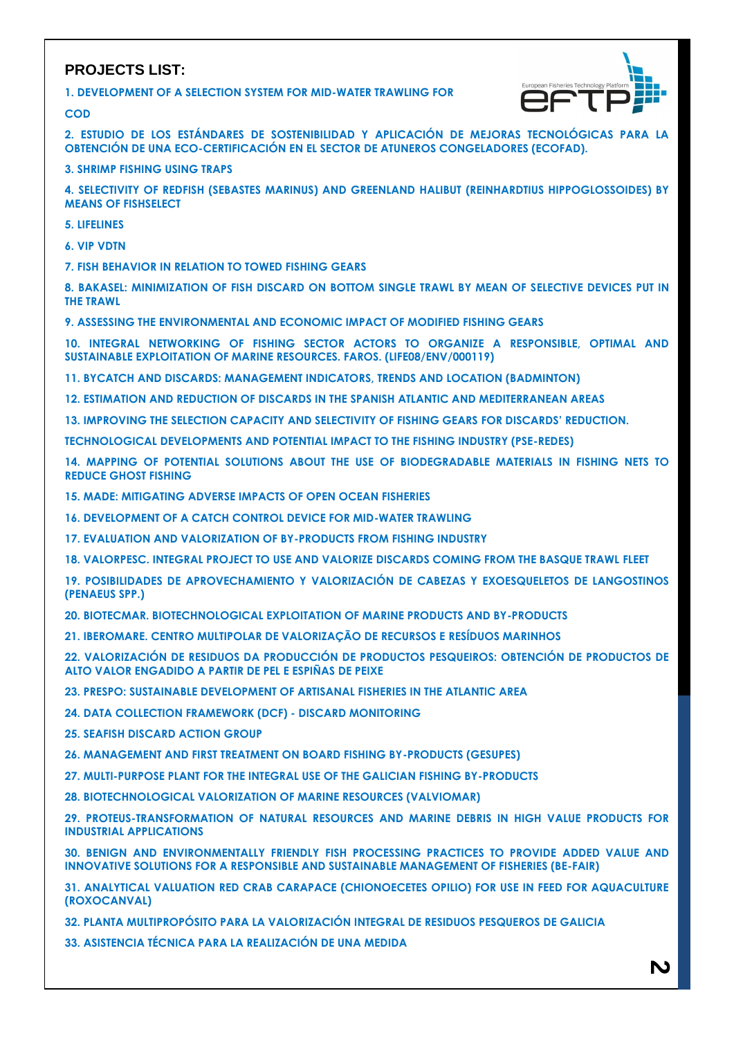## PROJECTS LIST:

1. DEVELOPMENT OF A SELECTION SYSTEM FOR MID-WATER TRAWLING FOR COD
2. ESTUDIO DE LOS ESTÁNDARES DE SOSTENIBILIDAD Y APLICACIÓN DE MEJORAS TECNOLÓGICAS PARA LA OBTENCIÓN DE UNA ECO-CERTIFICACIÓN EN EL SECTOR DE ATUNEROS CONGELADORES (ECOFAD).
3. SHRIMP FISHING USING TRAPS
4. SELECTIVITY OF REDFISH (SEBASTES MARINUS) AND GREENLAND HALIBUT (REINHARDTIUS HIPPOGLOSSOIDES) BY MEANS OF FISHSELECT
5. LIFELINES
6. VIP VDTN
7. FISH BEHAVIOR IN RELATION TO TOWED FISHING GEARS
8. BAKASEL: MINIMIZATION OF FISH DISCARD ON BOTTOM SINGLE TRAWL BY MEAN OF SELECTIVE DEVICES PUT IN THE TRAWL
9. ASSESSING THE ENVIRONMENTAL AND ECONOMIC IMPACT OF MODIFIED FISHING GEARS
10. INTEGRAL NETWORKING OF FISHING SECTOR ACTORS TO ORGANIZE A RESPONSIBLE, OPTIMAL AND SUSTAINABLE EXPLOITATION OF MARINE RESOURCES. FAROS. (LIFE08/ENV/000119)
11. BYCATCH AND DISCARDS: MANAGEMENT INDICATORS, TRENDS AND LOCATION (BADMINTON)
12. ESTIMATION AND REDUCTION OF DISCARDS IN THE SPANISH ATLANTIC AND MEDITERRANEAN AREAS
13. IMPROVING THE SELECTION CAPACITY AND SELECTIVITY OF FISHING GEARS FOR DISCARDS' REDUCTION. TECHNOLOGICAL DEVELOPMENTS AND POTENTIAL IMPACT TO THE FISHING INDUSTRY (PSE-REDES)
14. MAPPING OF POTENTIAL SOLUTIONS ABOUT THE USE OF BIODEGRADABLE MATERIALS IN FISHING NETS TO REDUCE GHOST FISHING
15. MADE: MITIGATING ADVERSE IMPACTS OF OPEN OCEAN FISHERIES
16. DEVELOPMENT OF A CATCH CONTROL DEVICE FOR MID-WATER TRAWLING
17. EVALUATION AND VALORIZATION OF BY-PRODUCTS FROM FISHING INDUSTRY
18. VALORPESC. INTEGRAL PROJECT TO USE AND VALORIZE DISCARDS COMING FROM THE BASQUE TRAWL FLEET
19. POSIBILIDADES DE APROVECHAMIENTO Y VALORIZACIÓN DE CABEZAS Y EXOESQUELETOS DE LANGOSTINOS (PENAEUS SPP.)
20. BIOTECMAR. BIOTECHNOLOGICAL EXPLOITATION OF MARINE PRODUCTS AND BY-PRODUCTS
21. IBEROMARE. CENTRO MULTIPOLAR DE VALORIZAÇÃO DE RECURSOS E RESÍDUOS MARINHOS
22. VALORIZACIÓN DE RESIDUOS DA PRODUCCIÓN DE PRODUCTOS PESQUEIROS: OBTENCIÓN DE PRODUCTOS DE ALTO VALOR ENGADIDO A PARTIR DE PEL E ESPIÑAS DE PEIXE
23. PRESPO: SUSTAINABLE DEVELOPMENT OF ARTISANAL FISHERIES IN THE ATLANTIC AREA
24. DATA COLLECTION FRAMEWORK (DCF) - DISCARD MONITORING
25. SEAFISH DISCARD ACTION GROUP
26. MANAGEMENT AND FIRST TREATMENT ON BOARD FISHING BY-PRODUCTS (GESUPES)
27. MULTI-PURPOSE PLANT FOR THE INTEGRAL USE OF THE GALICIAN FISHING BY-PRODUCTS
28. BIOTECHNOLOGICAL VALORIZATION OF MARINE RESOURCES (VALVIOMAR)
29. PROTEUS-TRANSFORMATION OF NATURAL RESOURCES AND MARINE DEBRIS IN HIGH VALUE PRODUCTS FOR INDUSTRIAL APPLICATIONS
30. BENIGN AND ENVIRONMENTALLY FRIENDLY FISH PROCESSING PRACTICES TO PROVIDE ADDED VALUE AND INNOVATIVE SOLUTIONS FOR A RESPONSIBLE AND SUSTAINABLE MANAGEMENT OF FISHERIES (BE-FAIR)
31. ANALYTICAL VALUATION RED CRAB CARAPACE (CHIONOECETES OPILIO) FOR USE IN FEED FOR AQUACULTURE (ROXOCANVAL)
32. PLANTA MULTIPROPÓSITO PARA LA VALORIZACIÓN INTEGRAL DE RESIDUOS PESQUEROS DE GALICIA
33. ASISTENCIA TÉCNICA PARA LA REALIZACIÓN DE UNA MEDIDA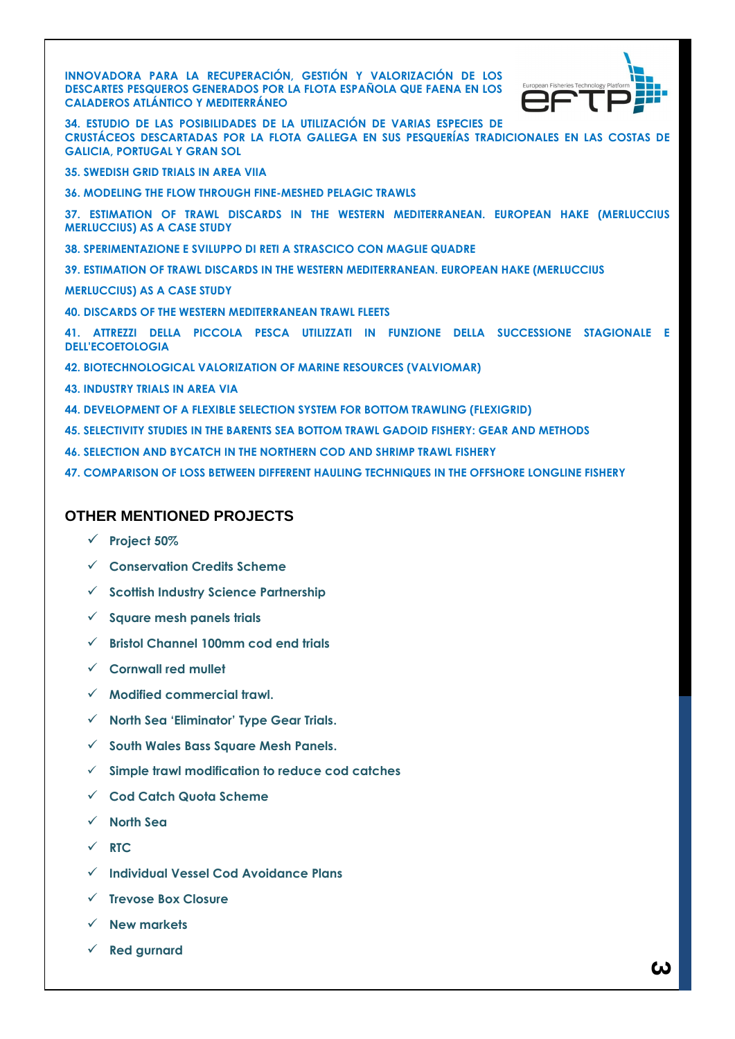INNOVADORA PARA LA RECUPERACIÓN, GESTIÓN Y VALORIZACIÓN DE LOS DESCARTES PESQUEROS GENERADOS POR LA FLOTA ESPAÑOLA QUE FAENA EN LOS CALADEROS ATLÁNTICO Y MEDITERRÁNEO

34. ESTUDIO DE LAS POSIBILIDADES DE LA UTILIZACIÓN DE VARIAS ESPECIES DE CRUSTÁCEOS DESCARTADAS POR LA FLOTA GALLEGA EN SUS PESQUERÍAS TRADICIONALES EN LAS COSTAS DE GALICIA, PORTUGAL Y GRAN SOL

35. SWEDISH GRID TRIALS IN AREA VIIA

36. MODELING THE FLOW THROUGH FINE-MESHED PELAGIC TRAWLS

37. ESTIMATION OF TRAWL DISCARDS IN THE WESTERN MEDITERRANEAN. EUROPEAN HAKE (MERLUCCIUS MERLUCCIUS) AS A CASE STUDY

38. SPERIMENTAZIONE E SVILUPPO DI RETI A STRASCICO CON MAGLIE QUADRE

39. ESTIMATION OF TRAWL DISCARDS IN THE WESTERN MEDITERRANEAN. EUROPEAN HAKE (MERLUCCIUS MERLUCCIUS) AS A CASE STUDY

40. DISCARDS OF THE WESTERN MEDITERRANEAN TRAWL FLEETS

41. ATTREZZI DELLA PICCOLA PESCA UTILIZZATI IN FUNZIONE DELLA SUCCESSIONE STAGIONALE E DELL'ECOETOLOGIA

42. BIOTECHNOLOGICAL VALORIZATION OF MARINE RESOURCES (VALVIOMAR)

43. INDUSTRY TRIALS IN AREA VIA

44. DEVELOPMENT OF A FLEXIBLE SELECTION SYSTEM FOR BOTTOM TRAWLING (FLEXIGRID)

45. SELECTIVITY STUDIES IN THE BARENTS SEA BOTTOM TRAWL GADOID FISHERY: GEAR AND METHODS

46. SELECTION AND BYCATCH IN THE NORTHERN COD AND SHRIMP TRAWL FISHERY

47. COMPARISON OF LOSS BETWEEN DIFFERENT HAULING TECHNIQUES IN THE OFFSHORE LONGLINE FISHERY

## OTHER MENTIONED PROJECTS

- ✓ Project 50%
- ✓ Conservation Credits Scheme
- ✓ Scottish Industry Science Partnership
- ✓ Square mesh panels trials
- ✓ Bristol Channel 100mm cod end trials
- ✓ Cornwall red mullet
- ✓ Modified commercial trawl.
- ✓ North Sea 'Eliminator' Type Gear Trials.
- ✓ South Wales Bass Square Mesh Panels.
- ✓ Simple trawl modification to reduce cod catches
- ✓ Cod Catch Quota Scheme
- ✓ North Sea
- ✓ RTC
- ✓ Individual Vessel Cod Avoidance Plans
- ✓ Trevose Box Closure
- ✓ New markets
- ✓ Red gurnard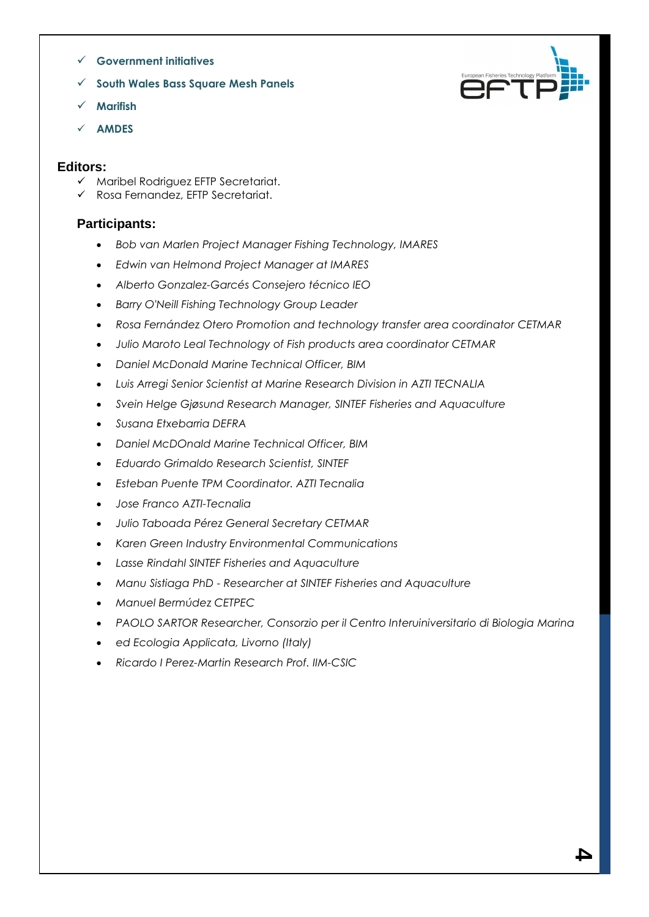- ✓ **Government initiatives**
- ✓ **South Wales Bass Square Mesh Panels**
- ✓ **Marifish**
- ✓ **AMDES**

## Editors:

- ✓ Maribel Rodriguez EFTP Secretariat.
- ✓ Rosa Fernandez, EFTP Secretariat.

## Participants:

- *Bob van Marlen Project Manager Fishing Technology, IMARES*
- *Edwin van Helmond Project Manager at IMARES*
- *Alberto Gonzalez-Garcés Consejero técnico IEO*
- *Barry O'Neill Fishing Technology Group Leader*
- *Rosa Fernández Otero Promotion and technology transfer area coordinator CETMAR*
- *Julio Maroto Leal Technology of Fish products area coordinator CETMAR*
- *Daniel McDonald Marine Technical Officer, BIM*
- *Luis Arregi Senior Scientist at Marine Research Division in AZTI TECNALIA*
- *Svein Helge Gjøsund Research Manager, SINTEF Fisheries and Aquaculture*
- *Susana Etxebarria DEFRA*
- *Daniel McDOnald Marine Technical Officer, BIM*
- *Eduardo Grimaldo Research Scientist, SINTEF*
- *Esteban Puente TPM Coordinator. AZTI Tecnalia*
- *Jose Franco AZTI-Tecnalia*
- *Julio Taboada Pérez General Secretary CETMAR*
- *Karen Green Industry Environmental Communications*
- *Lasse Rindahl SINTEF Fisheries and Aquaculture*
- *Manu Sistiaga PhD - Researcher at SINTEF Fisheries and Aquaculture*
- *Manuel Bermúdez CETPEC*
- *PAOLO SARTOR Researcher, Consorzio per il Centro Interuiniversitario di Biologia Marina*
- *ed Ecologia Applicata, Livorno (Italy)*
- *Ricardo I Perez-Martin Research Prof. IIM-CSIC*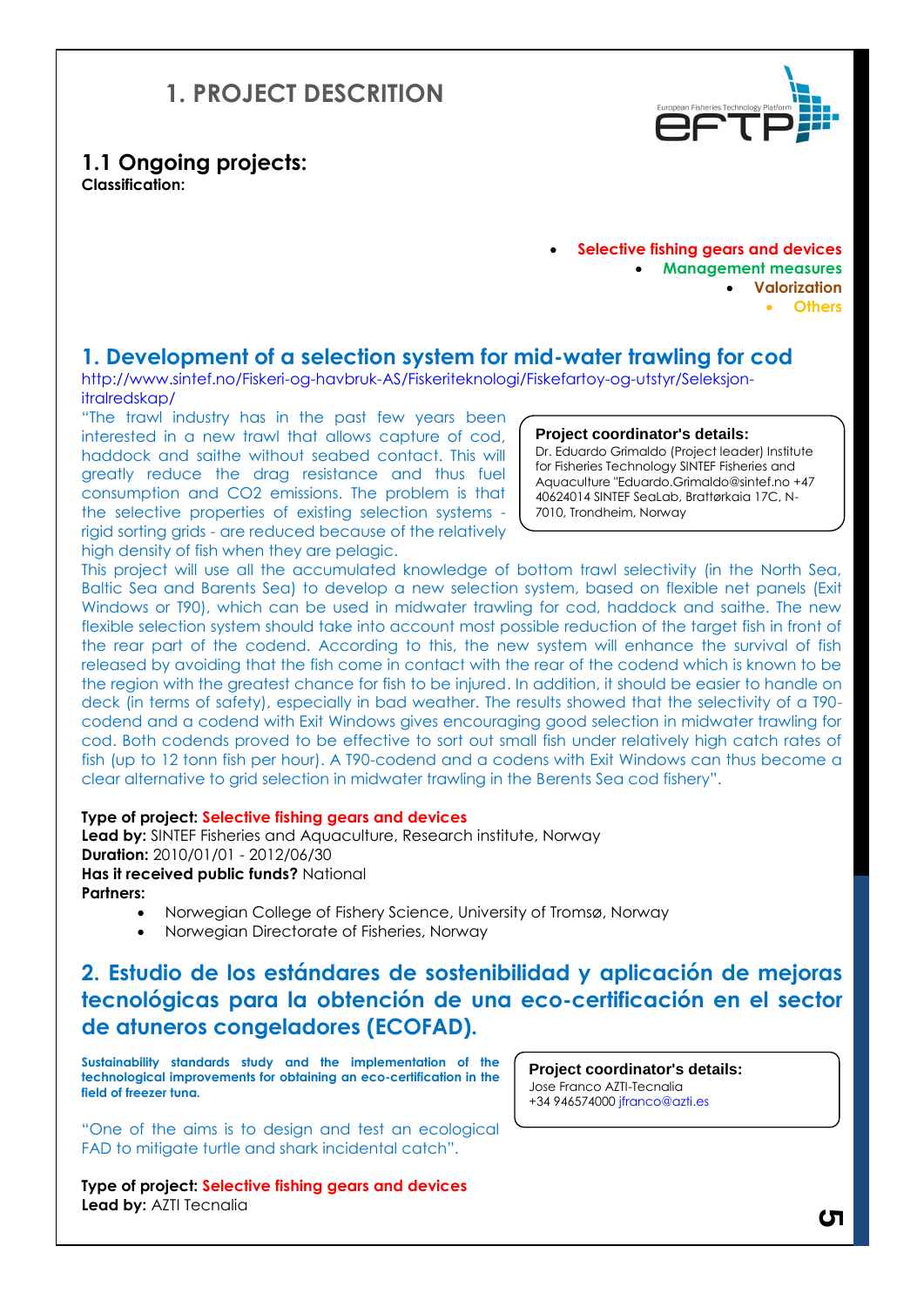# 1. PROJECT DESCRITION

## 1.1 Ongoing projects:

**Classification:**

- Selective fishing gears and devices
- Management measures
- Valorization
- Others

## 1. Development of a selection system for mid-water trawling for cod

http://www.sintef.no/Fiskeri-og-havbruk-AS/Fiskeriteknologi/Fiskefartoy-og-utstyr/Seleksjon-itralredskap/

**Project coordinator's details:**
Dr. Eduardo Grimaldo (Project leader) Institute for Fisheries Technology SINTEF Fisheries and Aquaculture "Eduardo.Grimaldo@sintef.no +47 40624014 SINTEF SeaLab, Brattørkaia 17C, N-7010, Trondheim, Norway

"The trawl industry has in the past few years been interested in a new trawl that allows capture of cod, haddock and saithe without seabed contact. This will greatly reduce the drag resistance and thus fuel consumption and CO2 emissions. The problem is that the selective properties of existing selection systems - rigid sorting grids - are reduced because of the relatively high density of fish when they are pelagic.
This project will use all the accumulated knowledge of bottom trawl selectivity (in the North Sea, Baltic Sea and Barents Sea) to develop a new selection system, based on flexible net panels (Exit Windows or T90), which can be used in midwater trawling for cod, haddock and saithe. The new flexible selection system should take into account most possible reduction of the target fish in front of the rear part of the codend. According to this, the new system will enhance the survival of fish released by avoiding that the fish come in contact with the rear of the codend which is known to be the region with the greatest chance for fish to be injured. In addition, it should be easier to handle on deck (in terms of safety), especially in bad weather. The results showed that the selectivity of a T90-codend and a codend with Exit Windows gives encouraging good selection in midwater trawling for cod. Both codends proved to be effective to sort out small fish under relatively high catch rates of fish (up to 12 tonn fish per hour). A T90-codend and a codens with Exit Windows can thus become a clear alternative to grid selection in midwater trawling in the Berents Sea cod fishery".

**Type of project:** Selective fishing gears and devices
**Lead by:** SINTEF Fisheries and Aquaculture, Research institute, Norway
**Duration:** 2010/01/01 - 2012/06/30
**Has it received public funds?** National
**Partners:**

- Norwegian College of Fishery Science, University of Tromsø, Norway
- Norwegian Directorate of Fisheries, Norway

## 2. Estudio de los estándares de sostenibilidad y aplicación de mejoras tecnológicas para la obtención de una eco-certificación en el sector de atuneros congeladores (ECOFAD).

**Sustainability standards study and the implementation of the technological improvements for obtaining an eco-certification in the field of freezer tuna.**

**Project coordinator's details:**
Jose Franco AZTI-Tecnalia
+34 946574000 jfranco@azti.es

"One of the aims is to design and test an ecological FAD to mitigate turtle and shark incidental catch".

**Type of project:** Selective fishing gears and devices
**Lead by:** AZTI Tecnalia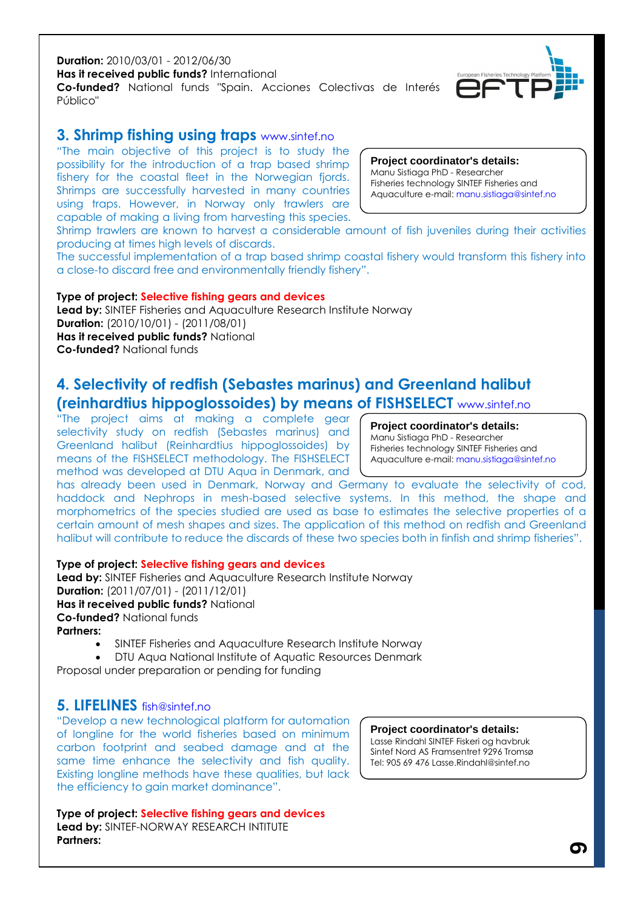**Duration:** 2010/03/01 - 2012/06/30
**Has it received public funds?** International
**Co-funded?** National funds "Spain. Acciones Colectivas de Interés Público"

## 3. Shrimp fishing using traps www.sintef.no

"The main objective of this project is to study the possibility for the introduction of a trap based shrimp fishery for the coastal fleet in the Norwegian fjords. Shrimps are successfully harvested in many countries using traps. However, in Norway only trawlers are capable of making a living from harvesting this species. Shrimp trawlers are known to harvest a considerable amount of fish juveniles during their activities producing at times high levels of discards.
The successful implementation of a trap based shrimp coastal fishery would transform this fishery into a close-to discard free and environmentally friendly fishery".

**Project coordinator's details:**
Manu Sistiaga PhD - Researcher
Fisheries technology SINTEF Fisheries and Aquaculture e-mail: manu.sistiaga@sintef.no

**Type of project:** Selective fishing gears and devices
**Lead by:** SINTEF Fisheries and Aquaculture Research Institute Norway
**Duration:** (2010/10/01) - (2011/08/01)
**Has it received public funds?** National
**Co-funded?** National funds

## 4. Selectivity of redfish (Sebastes marinus) and Greenland halibut (reinhardtius hippoglossoides) by means of FISHSELECT www.sintef.no

"The project aims at making a complete gear selectivity study on redfish (Sebastes marinus) and Greenland halibut (Reinhardtius hippoglossoides) by means of the FISHSELECT methodology. The FISHSELECT method was developed at DTU Aqua in Denmark, and has already been used in Denmark, Norway and Germany to evaluate the selectivity of cod, haddock and Nephrops in mesh-based selective systems. In this method, the shape and morphometrics of the species studied are used as base to estimates the selective properties of a certain amount of mesh shapes and sizes. The application of this method on redfish and Greenland halibut will contribute to reduce the discards of these two species both in finfish and shrimp fisheries".

**Project coordinator's details:**
Manu Sistiaga PhD - Researcher
Fisheries technology SINTEF Fisheries and Aquaculture e-mail: manu.sistiaga@sintef.no

**Type of project:** Selective fishing gears and devices
**Lead by:** SINTEF Fisheries and Aquaculture Research Institute Norway
**Duration:** (2011/07/01) - (2011/12/01)
**Has it received public funds?** National
**Co-funded?** National funds
**Partners:**

- SINTEF Fisheries and Aquaculture Research Institute Norway
- DTU Aqua National Institute of Aquatic Resources Denmark

Proposal under preparation or pending for funding

## 5. LIFELINES fish@sintef.no

"Develop a new technological platform for automation of longline for the world fisheries based on minimum carbon footprint and seabed damage and at the same time enhance the selectivity and fish quality. Existing longline methods have these qualities, but lack the efficiency to gain market dominance".

**Project coordinator's details:**
Lasse Rindahl SINTEF Fiskeri og havbruk
Sintef Nord AS Framsentret 9296 Tromsø
Tel: 905 69 476 Lasse.Rindahl@sintef.no

**Type of project:** Selective fishing gears and devices
**Lead by:** SINTEF-NORWAY RESEARCH INTITUTE
**Partners:**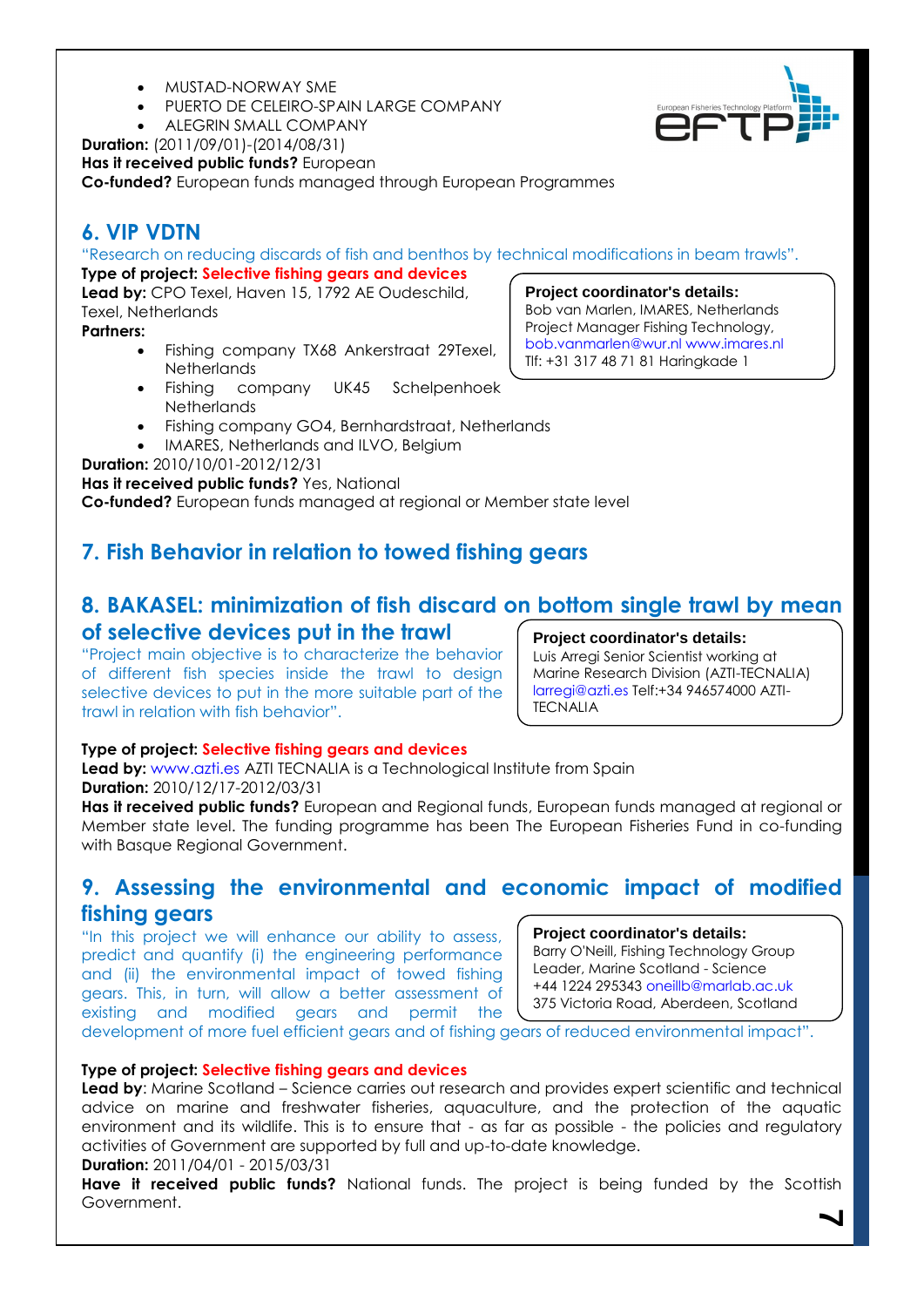- MUSTAD-NORWAY SME
- PUERTO DE CELEIRO-SPAIN LARGE COMPANY
- ALEGRIN SMALL COMPANY

**Duration:** (2011/09/01)-(2014/08/31)
**Has it received public funds?** European
**Co-funded?** European funds managed through European Programmes

## 6. VIP VDTN

"Research on reducing discards of fish and benthos by technical modifications in beam trawls".

**Type of project:** Selective fishing gears and devices
**Lead by:** CPO Texel, Haven 15, 1792 AE Oudeschild, Texel, Netherlands
**Partners:**

- Fishing company TX68 Ankerstraat 29Texel, Netherlands
- Fishing company UK45 Schelpenhoek Netherlands
- Fishing company GO4, Bernhardstraat, Netherlands
- IMARES, Netherlands and ILVO, Belgium

**Project coordinator's details:**
Bob van Marlen, IMARES, Netherlands
Project Manager Fishing Technology,
bob.vanmarlen@wur.nl www.imares.nl
Tlf: +31 317 48 71 81 Haringkade 1

**Duration:** 2010/10/01-2012/12/31
**Has it received public funds?** Yes, National
**Co-funded?** European funds managed at regional or Member state level

## 7. Fish Behavior in relation to towed fishing gears

## 8. BAKASEL: minimization of fish discard on bottom single trawl by mean of selective devices put in the trawl

"Project main objective is to characterize the behavior of different fish species inside the trawl to design selective devices to put in the more suitable part of the trawl in relation with fish behavior".

**Project coordinator's details:**
Luis Arregi Senior Scientist working at Marine Research Division (AZTI-TECNALIA)
larregi@azti.es Telf:+34 946574000 AZTI-TECNALIA

**Type of project:** Selective fishing gears and devices
**Lead by:** www.azti.es AZTI TECNALIA is a Technological Institute from Spain
**Duration:** 2010/12/17-2012/03/31
**Has it received public funds?** European and Regional funds, European funds managed at regional or Member state level. The funding programme has been The European Fisheries Fund in co-funding with Basque Regional Government.

## 9. Assessing the environmental and economic impact of modified fishing gears

"In this project we will enhance our ability to assess, predict and quantify (i) the engineering performance and (ii) the environmental impact of towed fishing gears. This, in turn, will allow a better assessment of existing and modified gears and permit the development of more fuel efficient gears and of fishing gears of reduced environmental impact".

**Project coordinator's details:**
Barry O'Neill, Fishing Technology Group Leader, Marine Scotland - Science
+44 1224 295343 oneillb@marlab.ac.uk
375 Victoria Road, Aberdeen, Scotland

**Type of project:** Selective fishing gears and devices
**Lead by**: Marine Scotland – Science carries out research and provides expert scientific and technical advice on marine and freshwater fisheries, aquaculture, and the protection of the aquatic environment and its wildlife. This is to ensure that - as far as possible - the policies and regulatory activities of Government are supported by full and up-to-date knowledge.
**Duration:** 2011/04/01 - 2015/03/31
**Have it received public funds?** National funds. The project is being funded by the Scottish Government.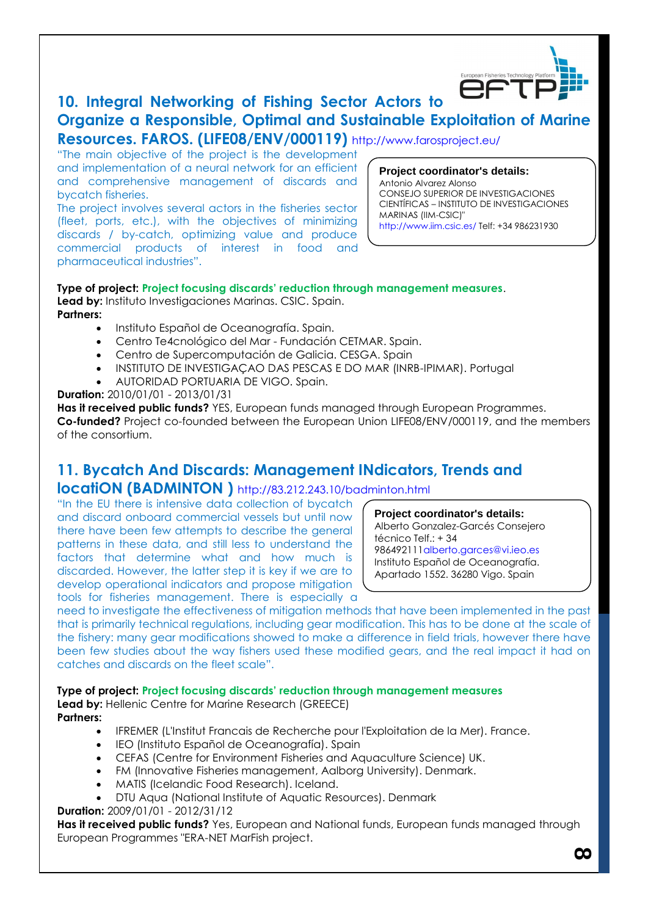## 10. Integral Networking of Fishing Sector Actors to Organize a Responsible, Optimal and Sustainable Exploitation of Marine Resources. FAROS. (LIFE08/ENV/000119) http://www.farosproject.eu/

"The main objective of the project is the development and implementation of a neural network for an efficient and comprehensive management of discards and bycatch fisheries.

The project involves several actors in the fisheries sector (fleet, ports, etc.), with the objectives of minimizing discards / by-catch, optimizing value and produce commercial products of interest in food and pharmaceutical industries".

**Project coordinator's details:**
Antonio Alvarez Alonso
CONSEJO SUPERIOR DE INVESTIGACIONES CIENTÍFICAS – INSTITUTO DE INVESTIGACIONES MARINAS (IIM-CSIC)"
http://www.iim.csic.es/ Telf: +34 986231930

**Type of project:** Project focusing discards' reduction through management measures.
**Lead by:** Instituto Investigaciones Marinas. CSIC. Spain.
**Partners:**

- Instituto Español de Oceanografía. Spain.
- Centro Te4cnológico del Mar - Fundación CETMAR. Spain.
- Centro de Supercomputación de Galicia. CESGA. Spain
- INSTITUTO DE INVESTIGAÇAO DAS PESCAS E DO MAR (INRB-IPIMAR). Portugal
- AUTORIDAD PORTUARIA DE VIGO. Spain.

**Duration:** 2010/01/01 - 2013/01/31
**Has it received public funds?** YES, European funds managed through European Programmes.
**Co-funded?** Project co-founded between the European Union LIFE08/ENV/000119, and the members of the consortium.

## 11. Bycatch And Discards: Management INdicators, Trends and locatiON (BADMINTON ) http://83.212.243.10/badminton.html

"In the EU there is intensive data collection of bycatch and discard onboard commercial vessels but until now there have been few attempts to describe the general patterns in these data, and still less to understand the factors that determine what and how much is discarded. However, the latter step it is key if we are to develop operational indicators and propose mitigation tools for fisheries management. There is especially a need to investigate the effectiveness of mitigation methods that have been implemented in the past that is primarily technical regulations, including gear modification. This has to be done at the scale of the fishery: many gear modifications showed to make a difference in field trials, however there have been few studies about the way fishers used these modified gears, and the real impact it had on catches and discards on the fleet scale".

**Project coordinator's details:**
Alberto Gonzalez-Garcés Consejero técnico Telf.: + 34 986492111alberto.garces@vi.ieo.es
Instituto Español de Oceanografía. Apartado 1552. 36280 Vigo. Spain

**Type of project:** Project focusing discards' reduction through management measures
**Lead by:** Hellenic Centre for Marine Research (GREECE)
**Partners:**

- IFREMER (L'Institut Francais de Recherche pour l'Exploitation de la Mer). France.
- IEO (Instituto Español de Oceanografía). Spain
- CEFAS (Centre for Environment Fisheries and Aquaculture Science) UK.
- FM (Innovative Fisheries management, Aalborg University). Denmark.
- MATIS (Icelandic Food Research). Iceland.
- DTU Aqua (National Institute of Aquatic Resources). Denmark

**Duration:** 2009/01/01 - 2012/31/12
**Has it received public funds?** Yes, European and National funds, European funds managed through European Programmes "ERA-NET MarFish project.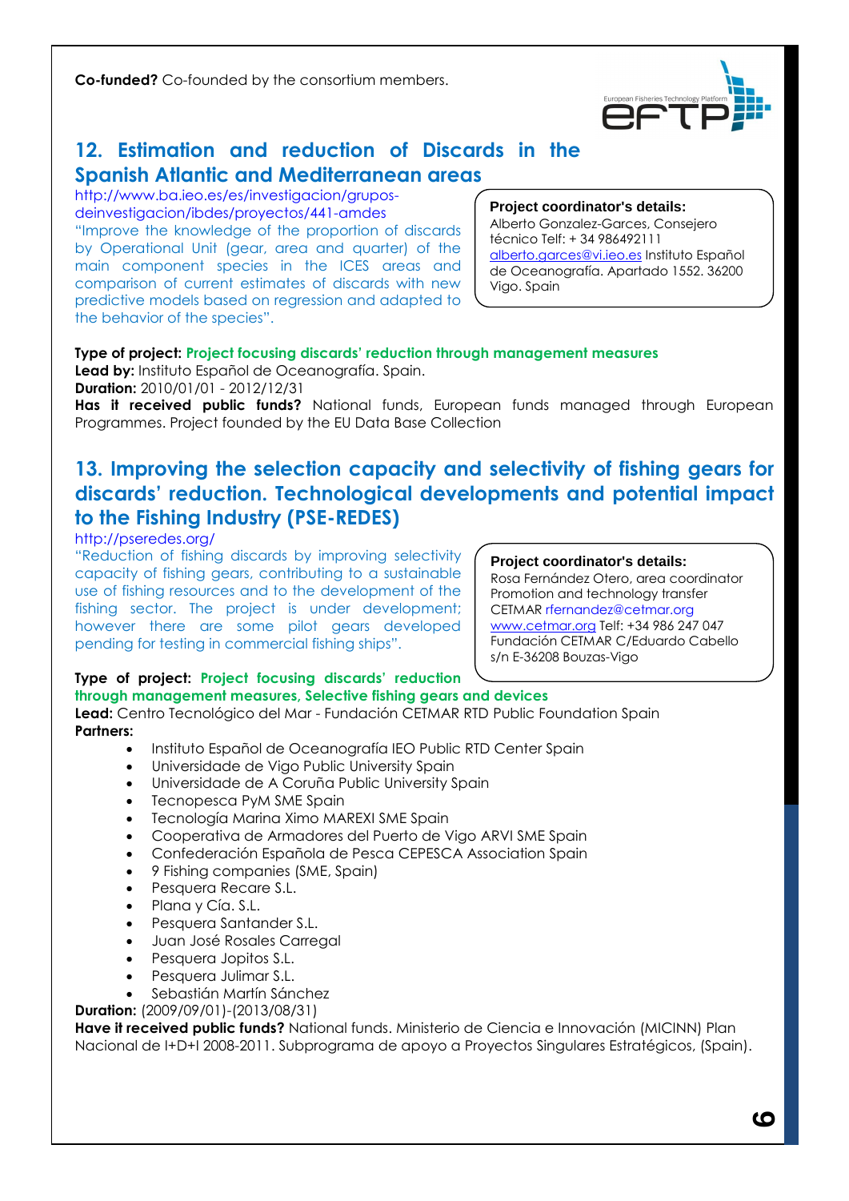**Co-funded?** Co-founded by the consortium members.

## 12. Estimation and reduction of Discards in the Spanish Atlantic and Mediterranean areas

http://www.ba.ieo.es/es/investigacion/grupos-deinvestigacion/ibdes/proyectos/441-amdes

"Improve the knowledge of the proportion of discards by Operational Unit (gear, area and quarter) of the main component species in the ICES areas and comparison of current estimates of discards with new predictive models based on regression and adapted to the behavior of the species".

**Project coordinator's details:**
Alberto Gonzalez-Garces, Consejero técnico Telf: + 34 986492111 alberto.garces@vi.ieo.es Instituto Español de Oceanografía. Apartado 1552. 36200 Vigo. Spain

**Type of project:** Project focusing discards' reduction through management measures
**Lead by:** Instituto Español de Oceanografía. Spain.
**Duration:** 2010/01/01 - 2012/12/31
**Has it received public funds?** National funds, European funds managed through European Programmes. Project founded by the EU Data Base Collection

## 13. Improving the selection capacity and selectivity of fishing gears for discards' reduction. Technological developments and potential impact to the Fishing Industry (PSE-REDES)

http://pseredes.org/

"Reduction of fishing discards by improving selectivity capacity of fishing gears, contributing to a sustainable use of fishing resources and to the development of the fishing sector. The project is under development; however there are some pilot gears developed pending for testing in commercial fishing ships".

**Project coordinator's details:**
Rosa Fernández Otero, area coordinator Promotion and technology transfer CETMAR rfernandez@cetmar.org www.cetmar.org Telf: +34 986 247 047 Fundación CETMAR C/Eduardo Cabello s/n E-36208 Bouzas-Vigo

**Type of project:** Project focusing discards' reduction through management measures, Selective fishing gears and devices
**Lead:** Centro Tecnológico del Mar - Fundación CETMAR RTD Public Foundation Spain
**Partners:**

- Instituto Español de Oceanografía IEO Public RTD Center Spain
- Universidade de Vigo Public University Spain
- Universidade de A Coruña Public University Spain
- Tecnopesca PyM SME Spain
- Tecnología Marina Ximo MAREXI SME Spain
- Cooperativa de Armadores del Puerto de Vigo ARVI SME Spain
- Confederación Española de Pesca CEPESCA Association Spain
- 9 Fishing companies (SME, Spain)
- Pesquera Recare S.L.
- Plana y Cía. S.L.
- Pesquera Santander S.L.
- Juan José Rosales Carregal
- Pesquera Jopitos S.L.
- Pesquera Julimar S.L.
- Sebastián Martín Sánchez

**Duration:** (2009/09/01)-(2013/08/31)
**Have it received public funds?** National funds. Ministerio de Ciencia e Innovación (MICINN) Plan Nacional de I+D+I 2008-2011. Subprograma de apoyo a Proyectos Singulares Estratégicos, (Spain).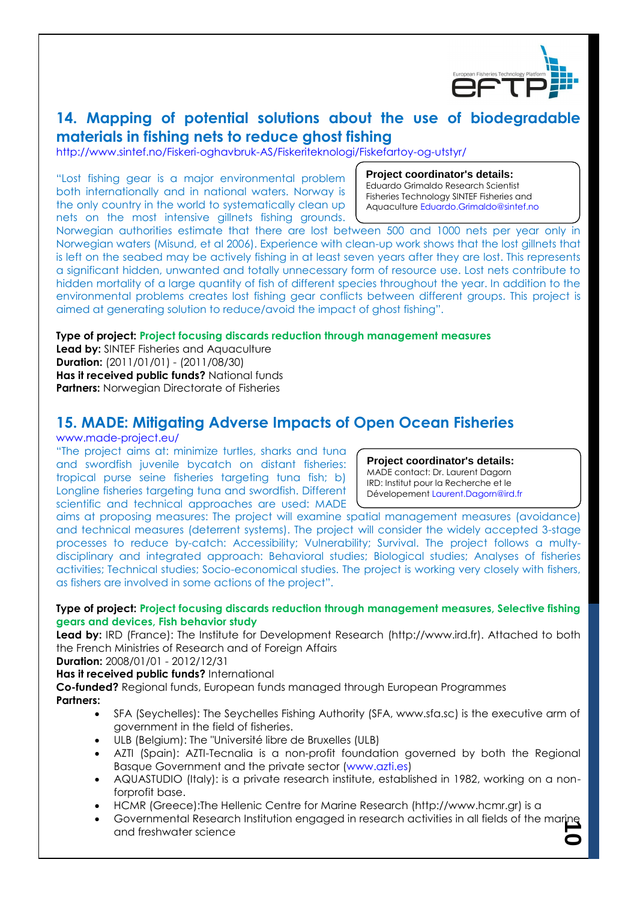## 14. Mapping of potential solutions about the use of biodegradable materials in fishing nets to reduce ghost fishing

http://www.sintef.no/Fiskeri-oghavbruk-AS/Fiskeriteknologi/Fiskefartoy-og-utstyr/

**Project coordinator's details:**
Eduardo Grimaldo Research Scientist Fisheries Technology SINTEF Fisheries and Aquaculture Eduardo.Grimaldo@sintef.no

"Lost fishing gear is a major environmental problem both internationally and in national waters. Norway is the only country in the world to systematically clean up nets on the most intensive gillnets fishing grounds. Norwegian authorities estimate that there are lost between 500 and 1000 nets per year only in Norwegian waters (Misund, et al 2006). Experience with clean-up work shows that the lost gillnets that is left on the seabed may be actively fishing in at least seven years after they are lost. This represents a significant hidden, unwanted and totally unnecessary form of resource use. Lost nets contribute to hidden mortality of a large quantity of fish of different species throughout the year. In addition to the environmental problems creates lost fishing gear conflicts between different groups. This project is aimed at generating solution to reduce/avoid the impact of ghost fishing".

**Type of project:** Project focusing discards reduction through management measures
**Lead by:** SINTEF Fisheries and Aquaculture
**Duration:** (2011/01/01) - (2011/08/30)
**Has it received public funds?** National funds
**Partners:** Norwegian Directorate of Fisheries

## 15. MADE: Mitigating Adverse Impacts of Open Ocean Fisheries

www.made-project.eu/

**Project coordinator's details:**
MADE contact: Dr. Laurent Dagorn
IRD: Institut pour la Recherche et le Dévelopement Laurent.Dagorn@ird.fr

"The project aims at: minimize turtles, sharks and tuna and swordfish juvenile bycatch on distant fisheries: tropical purse seine fisheries targeting tuna fish; b) Longline fisheries targeting tuna and swordfish. Different scientific and technical approaches are used: MADE aims at proposing measures: The project will examine spatial management measures (avoidance) and technical measures (deterrent systems). The project will consider the widely accepted 3-stage processes to reduce by-catch: Accessibility; Vulnerability; Survival. The project follows a multy-disciplinary and integrated approach: Behavioral studies; Biological studies; Analyses of fisheries activities; Technical studies; Socio-economical studies. The project is working very closely with fishers, as fishers are involved in some actions of the project".

**Type of project:** Project focusing discards reduction through management measures, Selective fishing gears and devices, Fish behavior study
**Lead by:** IRD (France): The Institute for Development Research (http://www.ird.fr). Attached to both the French Ministries of Research and of Foreign Affairs
**Duration:** 2008/01/01 - 2012/12/31
**Has it received public funds?** International
**Co-funded?** Regional funds, European funds managed through European Programmes
**Partners:**

- SFA (Seychelles): The Seychelles Fishing Authority (SFA, www.sfa.sc) is the executive arm of government in the field of fisheries.
- ULB (Belgium): The "Université libre de Bruxelles (ULB)
- AZTI (Spain): AZTI-Tecnalia is a non-profit foundation governed by both the Regional Basque Government and the private sector (www.azti.es)
- AQUASTUDIO (Italy): is a private research institute, established in 1982, working on a non-forprofit base.
- HCMR (Greece):The Hellenic Centre for Marine Research (http://www.hcmr.gr) is a
- Governmental Research Institution engaged in research activities in all fields of the marine and freshwater science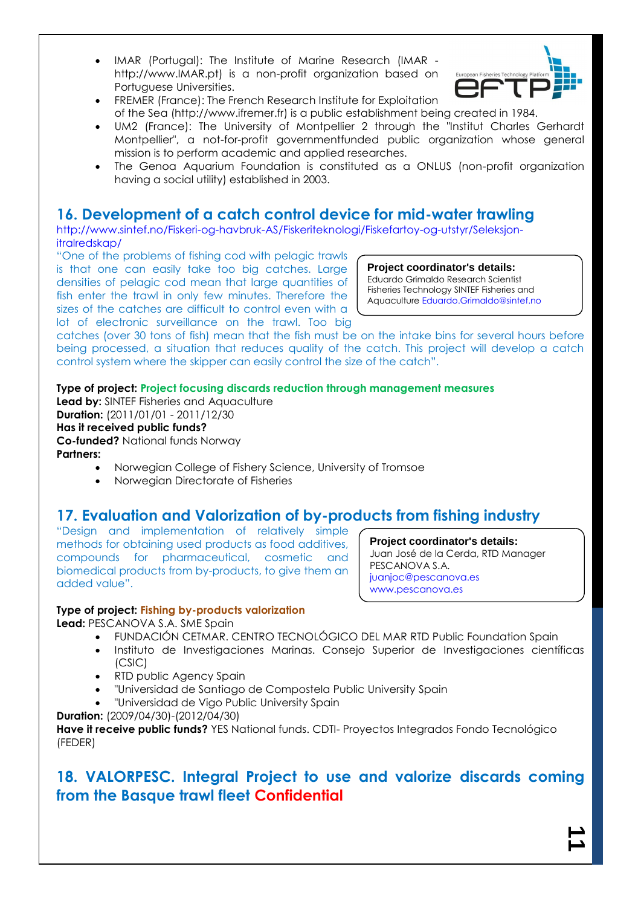- IMAR (Portugal): The Institute of Marine Research (IMAR - http://www.IMAR.pt) is a non-profit organization based on Portuguese Universities.
- FREMER (France): The French Research Institute for Exploitation of the Sea (http://www.ifremer.fr) is a public establishment being created in 1984.
- UM2 (France): The University of Montpellier 2 through the "Institut Charles Gerhardt Montpellier", a not-for-profit governmentfunded public organization whose general mission is to perform academic and applied researches.
- The Genoa Aquarium Foundation is constituted as a ONLUS (non-profit organization having a social utility) established in 2003.

## 16. Development of a catch control device for mid-water trawling

http://www.sintef.no/Fiskeri-og-havbruk-AS/Fiskeriteknologi/Fiskefartoy-og-utstyr/Seleksjon-itralredskap/

"One of the problems of fishing cod with pelagic trawls is that one can easily take too big catches. Large densities of pelagic cod mean that large quantities of fish enter the trawl in only few minutes. Therefore the sizes of the catches are difficult to control even with a lot of electronic surveillance on the trawl. Too big catches (over 30 tons of fish) mean that the fish must be on the intake bins for several hours before being processed, a situation that reduces quality of the catch. This project will develop a catch control system where the skipper can easily control the size of the catch".

**Project coordinator's details:**
Eduardo Grimaldo Research Scientist
Fisheries Technology SINTEF Fisheries and Aquaculture Eduardo.Grimaldo@sintef.no

**Type of project:** Project focusing discards reduction through management measures
**Lead by:** SINTEF Fisheries and Aquaculture
**Duration:** (2011/01/01 - 2011/12/30
**Has it received public funds?**
**Co-funded?** National funds Norway
**Partners:**

- Norwegian College of Fishery Science, University of Tromsoe
- Norwegian Directorate of Fisheries

## 17. Evaluation and Valorization of by-products from fishing industry

"Design and implementation of relatively simple methods for obtaining used products as food additives, compounds for pharmaceutical, cosmetic and biomedical products from by-products, to give them an added value".

**Project coordinator's details:**
Juan José de la Cerda, RTD Manager
PESCANOVA S.A.
juanjoc@pescanova.es
www.pescanova.es

**Type of project:** Fishing by-products valorization
**Lead:** PESCANOVA S.A. SME Spain

- FUNDACIÓN CETMAR. CENTRO TECNOLÓGICO DEL MAR RTD Public Foundation Spain
- Instituto de Investigaciones Marinas. Consejo Superior de Investigaciones científicas (CSIC)
- RTD public Agency Spain
- "Universidad de Santiago de Compostela Public University Spain
- "Universidad de Vigo Public University Spain

**Duration:** (2009/04/30)-(2012/04/30)
**Have it receive public funds?** YES National funds. CDTI- Proyectos Integrados Fondo Tecnológico (FEDER)

## 18. VALORPESC. Integral Project to use and valorize discards coming from the Basque trawl fleet Confidential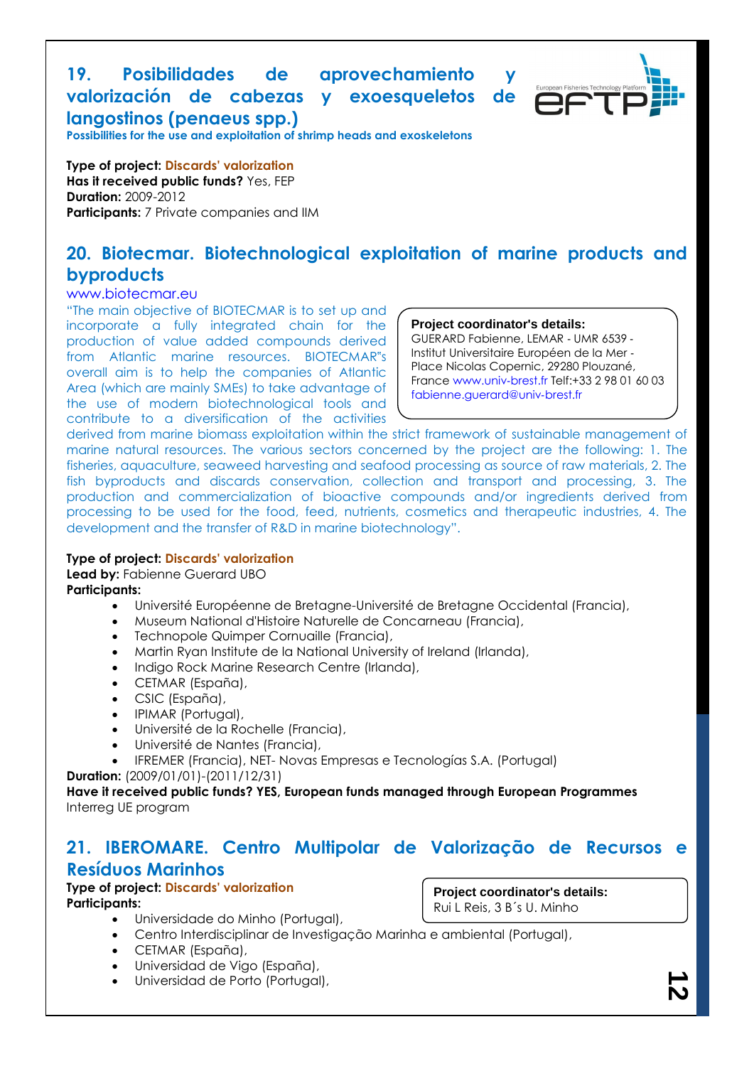## 19. Posibilidades de aprovechamiento y valorización de cabezas y exoesqueletos de langostinos (penaeus spp.)

**Possibilities for the use and exploitation of shrimp heads and exoskeletons**

**Type of project:** Discards' valorization
**Has it received public funds?** Yes, FEP
**Duration:** 2009-2012
**Participants:** 7 Private companies and IIM

## 20. Biotecmar. Biotechnological exploitation of marine products and byproducts

www.biotecmar.eu

"The main objective of BIOTECMAR is to set up and incorporate a fully integrated chain for the production of value added compounds derived from Atlantic marine resources. BIOTECMAR"s overall aim is to help the companies of Atlantic Area (which are mainly SMEs) to take advantage of the use of modern biotechnological tools and contribute to a diversification of the activities derived from marine biomass exploitation within the strict framework of sustainable management of marine natural resources. The various sectors concerned by the project are the following: 1. The fisheries, aquaculture, seaweed harvesting and seafood processing as source of raw materials, 2. The fish byproducts and discards conservation, collection and transport and processing, 3. The production and commercialization of bioactive compounds and/or ingredients derived from processing to be used for the food, feed, nutrients, cosmetics and therapeutic industries, 4. The development and the transfer of R&D in marine biotechnology".

**Project coordinator's details:**
GUERARD Fabienne, LEMAR - UMR 6539 - Institut Universitaire Européen de la Mer - Place Nicolas Copernic, 29280 Plouzané, France www.univ-brest.fr Telf:+33 2 98 01 60 03 fabienne.guerard@univ-brest.fr

**Type of project:** Discards' valorization
**Lead by:** Fabienne Guerard UBO
**Participants:**

- Université Européenne de Bretagne-Université de Bretagne Occidental (Francia),
- Museum National d'Histoire Naturelle de Concarneau (Francia),
- Technopole Quimper Cornuaille (Francia),
- Martin Ryan Institute de la National University of Ireland (Irlanda),
- Indigo Rock Marine Research Centre (Irlanda),
- CETMAR (España),
- CSIC (España),
- IPIMAR (Portugal),
- Université de la Rochelle (Francia),
- Université de Nantes (Francia),
- IFREMER (Francia), NET- Novas Empresas e Tecnologías S.A. (Portugal)

**Duration:** (2009/01/01)-(2011/12/31)
**Have it received public funds? YES, European funds managed through European Programmes**
Interreg UE program

## 21. IBEROMARE. Centro Multipolar de Valorização de Recursos e Resíduos Marinhos

**Type of project:** Discards' valorization
**Participants:**

- Universidade do Minho (Portugal),
- Centro Interdisciplinar de Investigação Marinha e ambiental (Portugal),
- CETMAR (España),
- Universidad de Vigo (España),
- Universidad de Porto (Portugal),

**Project coordinator's details:**
Rui L Reis, 3 B´s U. Minho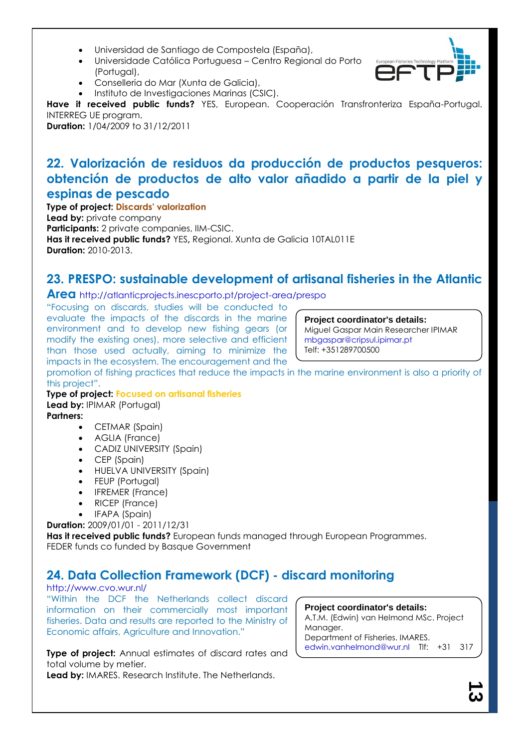- Universidad de Santiago de Compostela (España),
- Universidade Católica Portuguesa – Centro Regional do Porto (Portugal),
- Conselleria do Mar (Xunta de Galicia),
- Instituto de Investigaciones Marinas (CSIC).

**Have it received public funds?** YES, European. Cooperación Transfronteriza España-Portugal. INTERREG UE program.
**Duration:** 1/04/2009 to 31/12/2011

## 22. Valorización de residuos da producción de productos pesqueros: obtención de productos de alto valor añadido a partir de la piel y espinas de pescado

**Type of project:** Discards' valorization
**Lead by:** private company
**Participants:** 2 private companies, IIM-CSIC.
**Has it received public funds?** YES**,** Regional. Xunta de Galicia 10TAL011E
**Duration:** 2010-2013.

## 23. PRESPO: sustainable development of artisanal fisheries in the Atlantic Area

http://atlanticprojects.inescporto.pt/project-area/prespo

"Focusing on discards, studies will be conducted to evaluate the impacts of the discards in the marine environment and to develop new fishing gears (or modify the existing ones), more selective and efficient than those used actually, aiming to minimize the impacts in the ecosystem. The encouragement and the promotion of fishing practices that reduce the impacts in the marine environment is also a priority of this project".

**Project coordinator's details:**
Miguel Gaspar Main Researcher IPIMAR
mbgaspar@cripsul.ipimar.pt
Telf: +351289700500

**Type of project:** Focused on artisanal fisheries
**Lead by:** IPIMAR (Portugal)
**Partners:**

- CETMAR (Spain)
- AGLIA (France)
- CADIZ UNIVERSITY (Spain)
- CEP (Spain)
- HUELVA UNIVERSITY (Spain)
- FEUP (Portugal)
- IFREMER (France)
- RICEP (France)
- IFAPA (Spain)

**Duration:** 2009/01/01 - 2011/12/31
**Has it received public funds?** European funds managed through European Programmes. FEDER funds co funded by Basque Government

## 24. Data Collection Framework (DCF) - discard monitoring

http://www.cvo.wur.nl/

"Within the DCF the Netherlands collect discard information on their commercially most important fisheries. Data and results are reported to the Ministry of Economic affairs, Agriculture and Innovation."

**Project coordinator's details:**
A.T.M. (Edwin) van Helmond MSc. Project Manager.
Department of Fisheries. IMARES.
edwin.vanhelmond@wur.nl Tlf: +31 317

**Type of project:** Annual estimates of discard rates and total volume by metier.
**Lead by:** IMARES. Research Institute. The Netherlands.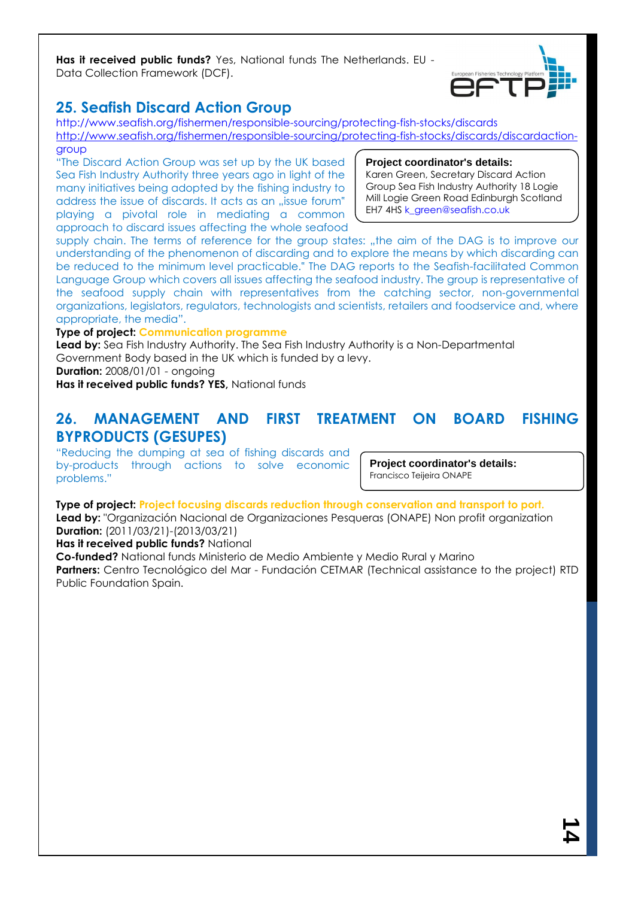**Has it received public funds?** Yes, National funds The Netherlands. EU - Data Collection Framework (DCF).

## 25. Seafish Discard Action Group

http://www.seafish.org/fishermen/responsible-sourcing/protecting-fish-stocks/discards
http://www.seafish.org/fishermen/responsible-sourcing/protecting-fish-stocks/discards/discardaction-group

**Project coordinator's details:**
Karen Green, Secretary Discard Action Group Sea Fish Industry Authority 18 Logie Mill Logie Green Road Edinburgh Scotland EH7 4HS k_green@seafish.co.uk

"The Discard Action Group was set up by the UK based Sea Fish Industry Authority three years ago in light of the many initiatives being adopted by the fishing industry to address the issue of discards. It acts as an „issue forum" playing a pivotal role in mediating a common approach to discard issues affecting the whole seafood supply chain. The terms of reference for the group states: „the aim of the DAG is to improve our understanding of the phenomenon of discarding and to explore the means by which discarding can be reduced to the minimum level practicable." The DAG reports to the Seafish-facilitated Common Language Group which covers all issues affecting the seafood industry. The group is representative of the seafood supply chain with representatives from the catching sector, non-governmental organizations, legislators, regulators, technologists and scientists, retailers and foodservice and, where appropriate, the media".

**Type of project:** Communication programme
**Lead by:** Sea Fish Industry Authority. The Sea Fish Industry Authority is a Non-Departmental Government Body based in the UK which is funded by a levy.
**Duration:** 2008/01/01 - ongoing
**Has it received public funds? YES,** National funds

## 26. MANAGEMENT AND FIRST TREATMENT ON BOARD FISHING BYPRODUCTS (GESUPES)

"Reducing the dumping at sea of fishing discards and by-products through actions to solve economic problems."

**Project coordinator's details:**
Francisco Teijeira ONAPE

**Type of project:** Project focusing discards reduction through conservation and transport to port.
**Lead by:** "Organización Nacional de Organizaciones Pesqueras (ONAPE) Non profit organization
**Duration:** (2011/03/21)-(2013/03/21)
**Has it received public funds?** National
**Co-funded?** National funds Ministerio de Medio Ambiente y Medio Rural y Marino
**Partners:** Centro Tecnológico del Mar - Fundación CETMAR (Technical assistance to the project) RTD Public Foundation Spain.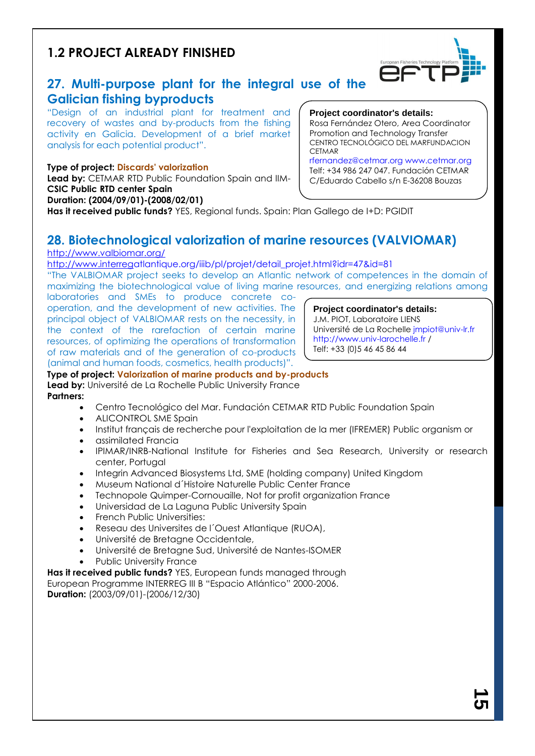## 1.2 PROJECT ALREADY FINISHED

### 27. Multi-purpose plant for the integral use of the Galician fishing byproducts

"Design of an industrial plant for treatment and recovery of wastes and by-products from the fishing activity en Galicia. Development of a brief market analysis for each potential product".

**Project coordinator's details:**
Rosa Fernández Otero, Area Coordinator Promotion and Technology Transfer
CENTRO TECNOLÓGICO DEL MARFUNDACION CETMAR
rfernandez@cetmar.org www.cetmar.org
Telf: +34 986 247 047. Fundación CETMAR C/Eduardo Cabello s/n E-36208 Bouzas

**Type of project:** Discards' valorization
**Lead by:** CETMAR RTD Public Foundation Spain and IIM-**CSIC Public RTD center Spain**
**Duration: (2004/09/01)-(2008/02/01)**
**Has it received public funds?** YES, Regional funds. Spain: Plan Gallego de I+D: PGIDIT

### 28. Biotechnological valorization of marine resources (VALVIOMAR)

http://www.valbiomar.org/
http://www.interregatlantique.org/iiib/pl/projet/detail_projet.html?idr=47&id=81

"The VALBIOMAR project seeks to develop an Atlantic network of competences in the domain of maximizing the biotechnological value of living marine resources, and energizing relations among laboratories and SMEs to produce concrete co-operation, and the development of new activities. The principal object of VALBIOMAR rests on the necessity, in the context of the rarefaction of certain marine resources, of optimizing the operations of transformation of raw materials and of the generation of co-products (animal and human foods, cosmetics, health products)".

**Project coordinator's details:**
J.M. PIOT, Laboratoire LIENS
Université de La Rochelle jmpiot@univ-lr.fr
http://www.univ-larochelle.fr /
Telf: +33 (0)5 46 45 86 44

**Type of project:** Valorization of marine products and by-products
**Lead by:** Université de La Rochelle Public University France
**Partners:**

- Centro Tecnológico del Mar. Fundación CETMAR RTD Public Foundation Spain
- ALICONTROL SME Spain
- Institut français de recherche pour l'exploitation de la mer (IFREMER) Public organism or
- assimilated Francia
- IPIMAR/INRB-National Institute for Fisheries and Sea Research, University or research center, Portugal
- Integrin Advanced Biosystems Ltd, SME (holding company) United Kingdom
- Museum National d´Histoire Naturelle Public Center France
- Technopole Quimper-Cornouaille, Not for profit organization France
- Universidad de La Laguna Public University Spain
- French Public Universities:
- Reseau des Universites de l´Ouest Atlantique (RUOA),
- Université de Bretagne Occidentale,
- Université de Bretagne Sud, Université de Nantes-ISOMER
- Public University France

**Has it received public funds?** YES, European funds managed through European Programme INTERREG III B "Espacio Atlántico" 2000-2006.
**Duration:** (2003/09/01)-(2006/12/30)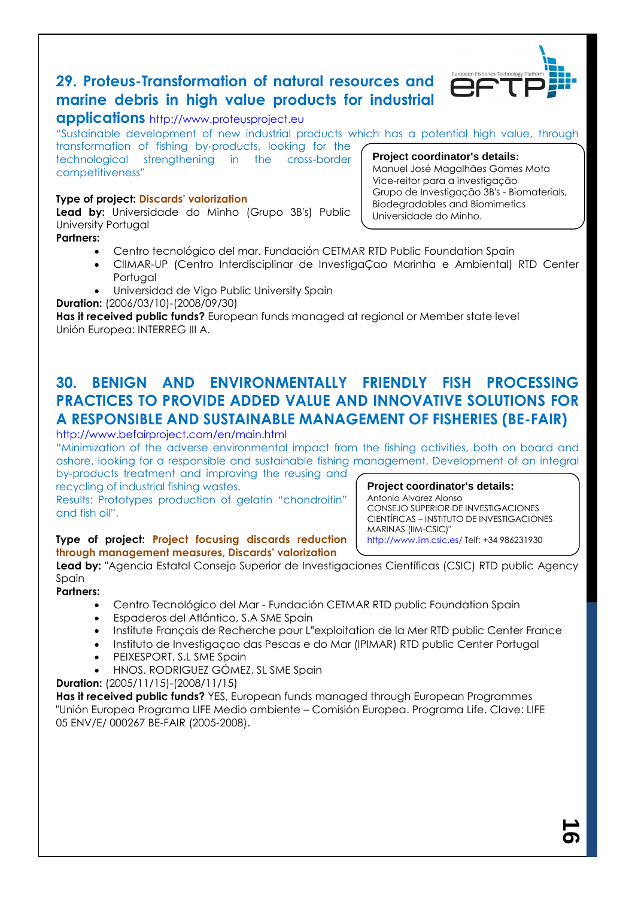## 29. Proteus-Transformation of natural resources and marine debris in high value products for industrial applications http://www.proteusproject.eu

"Sustainable development of new industrial products which has a potential high value, through transformation of fishing by-products, looking for the technological strengthening in the cross-border competitiveness"

**Project coordinator's details:**
Manuel José Magalhães Gomes Mota
Vice-reitor para a investigação
Grupo de Investigação 3B's - Biomaterials, Biodegradables and Biomimetics
Universidade do Minho.

**Type of project:** Discards' valorization

**Lead by:** Universidade do Minho (Grupo 3B's) Public University Portugal

**Partners:**

- Centro tecnológico del mar. Fundación CETMAR RTD Public Foundation Spain
- CIIMAR-UP (Centro Interdisciplinar de InvestigaÇao Marinha e Ambiental) RTD Center Portugal
- Universidad de Vigo Public University Spain

**Duration:** (2006/03/10)-(2008/09/30)

**Has it received public funds?** European funds managed at regional or Member state level
Unión Europea: INTERREG III A.

## 30. BENIGN AND ENVIRONMENTALLY FRIENDLY FISH PROCESSING PRACTICES TO PROVIDE ADDED VALUE AND INNOVATIVE SOLUTIONS FOR A RESPONSIBLE AND SUSTAINABLE MANAGEMENT OF FISHERIES (BE-FAIR)

http://www.befairproject.com/en/main.html

"Minimization of the adverse environmental impact from the fishing activities, both on board and ashore, looking for a responsible and sustainable fishing management. Development of an integral by-products treatment and improving the reusing and recycling of industrial fishing wastes.
Results: Prototypes production of gelatin "chondroitin" and fish oil".

**Project coordinator's details:**
Antonio Alvarez Alonso
CONSEJO SUPERIOR DE INVESTIGACIONES CIENTÍFICAS – INSTITUTO DE INVESTIGACIONES MARINAS (IIM-CSIC)"
http://www.iim.csic.es/ Telf: +34 986231930

**Type of project:** Project focusing discards reduction through management measures, Discards' valorization

**Lead by:** "Agencia Estatal Consejo Superior de Investigaciones Científicas (CSIC) RTD public Agency Spain

**Partners:**

- Centro Tecnológico del Mar - Fundación CETMAR RTD public Foundation Spain
- Espaderos del Atlántico, S.A SME Spain
- Institute Français de Recherche pour L"exploitation de la Mer RTD public Center France
- Instituto de Investigaçao das Pescas e do Mar (IPIMAR) RTD public Center Portugal
- PEIXESPORT, S.L SME Spain
- HNOS. RODRIGUEZ GÓMEZ, SL SME Spain

**Duration:** (2005/11/15)-(2008/11/15)

**Has it received public funds?** YES, European funds managed through European Programmes
"Unión Europea Programa LIFE Medio ambiente – Comisión Europea. Programa Life. Clave: LIFE 05 ENV/E/ 000267 BE-FAIR (2005-2008).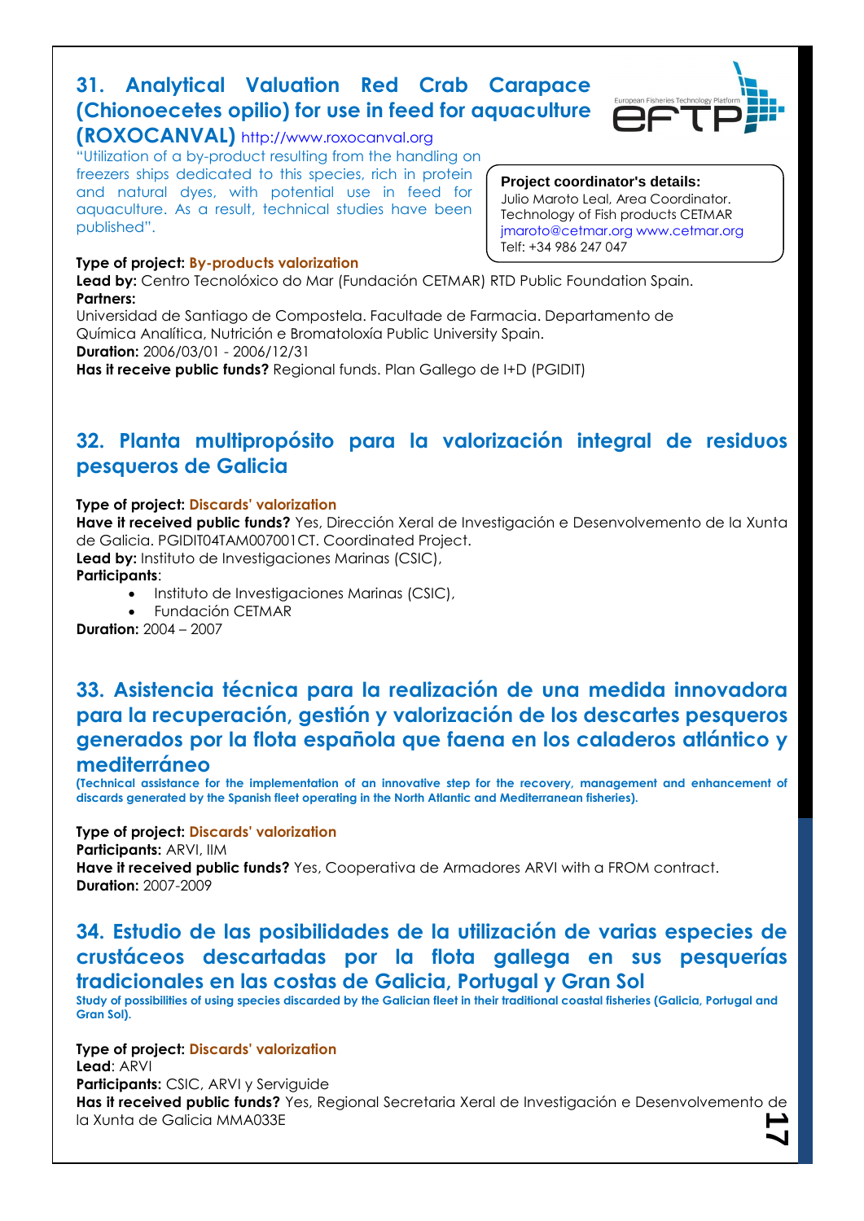## 31. Analytical Valuation Red Crab Carapace (Chionoecetes opilio) for use in feed for aquaculture (ROXOCANVAL) http://www.roxocanval.org

"Utilization of a by-product resulting from the handling on freezers ships dedicated to this species, rich in protein and natural dyes, with potential use in feed for aquaculture. As a result, technical studies have been published".

**Project coordinator's details:**
Julio Maroto Leal, Area Coordinator.
Technology of Fish products CETMAR
jmaroto@cetmar.org www.cetmar.org
Telf: +34 986 247 047

**Type of project:** By-products valorization
**Lead by:** Centro Tecnolóxico do Mar (Fundación CETMAR) RTD Public Foundation Spain.
**Partners:**
Universidad de Santiago de Compostela. Facultade de Farmacia. Departamento de Química Analítica, Nutrición e Bromatoloxía Public University Spain.
**Duration:** 2006/03/01 - 2006/12/31
**Has it receive public funds?** Regional funds. Plan Gallego de I+D (PGIDIT)

## 32. Planta multipropósito para la valorización integral de residuos pesqueros de Galicia

**Type of project:** Discards' valorization
**Have it received public funds?** Yes, Dirección Xeral de Investigación e Desenvolvemento de la Xunta de Galicia. PGIDIT04TAM007001CT. Coordinated Project.
**Lead by:** Instituto de Investigaciones Marinas (CSIC),
**Participants**:

- Instituto de Investigaciones Marinas (CSIC),
- Fundación CETMAR

**Duration:** 2004 – 2007

## 33. Asistencia técnica para la realización de una medida innovadora para la recuperación, gestión y valorización de los descartes pesqueros generados por la flota española que faena en los caladeros atlántico y mediterráneo

**(Technical assistance for the implementation of an innovative step for the recovery, management and enhancement of discards generated by the Spanish fleet operating in the North Atlantic and Mediterranean fisheries).**

**Type of project:** Discards' valorization
**Participants:** ARVI, IIM
**Have it received public funds?** Yes, Cooperativa de Armadores ARVI with a FROM contract.
**Duration:** 2007-2009

## 34. Estudio de las posibilidades de la utilización de varias especies de crustáceos descartadas por la flota gallega en sus pesquerías tradicionales en las costas de Galicia, Portugal y Gran Sol

**Study of possibilities of using species discarded by the Galician fleet in their traditional coastal fisheries (Galicia, Portugal and Gran Sol).**

**Type of project:** Discards' valorization
**Lead**: ARVI
**Participants:** CSIC, ARVI y Serviguide
**Has it received public funds?** Yes, Regional Secretaria Xeral de Investigación e Desenvolvemento de la Xunta de Galicia MMA033E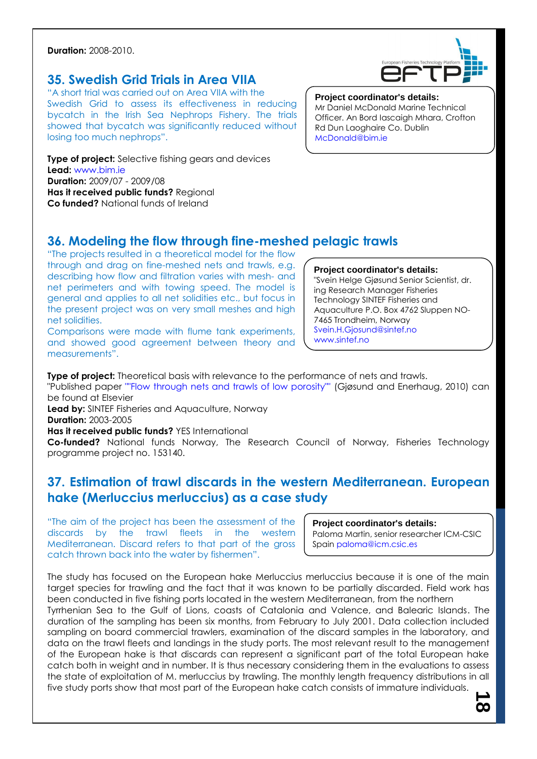**Duration:** 2008-2010.

## 35. Swedish Grid Trials in Area VIIA

"A short trial was carried out on Area VIIA with the Swedish Grid to assess its effectiveness in reducing bycatch in the Irish Sea Nephrops Fishery. The trials showed that bycatch was significantly reduced without losing too much nephrops".

**Project coordinator's details:**
Mr Daniel McDonald Marine Technical Officer. An Bord Iascaigh Mhara, Crofton Rd Dun Laoghaire Co. Dublin
McDonald@bim.ie

**Type of project:** Selective fishing gears and devices
**Lead:** www.bim.ie
**Duration:** 2009/07 - 2009/08
**Has it received public funds?** Regional
**Co funded?** National funds of Ireland

## 36. Modeling the flow through fine-meshed pelagic trawls

"The projects resulted in a theoretical model for the flow through and drag on fine-meshed nets and trawls, e.g. describing how flow and filtration varies with mesh- and net perimeters and with towing speed. The model is general and applies to all net solidities etc., but focus in the present project was on very small meshes and high net solidities.
Comparisons were made with flume tank experiments, and showed good agreement between theory and measurements".

**Project coordinator's details:**
"Svein Helge Gjøsund Senior Scientist, dr. ing Research Manager Fisheries Technology SINTEF Fisheries and Aquaculture P.O. Box 4762 Sluppen NO-7465 Trondheim, Norway
Svein.H.Gjosund@sintef.no
www.sintef.no

**Type of project:** Theoretical basis with relevance to the performance of nets and trawls.
"Published paper ""Flow through nets and trawls of low porosity"" (Gjøsund and Enerhaug, 2010) can be found at Elsevier
**Lead by:** SINTEF Fisheries and Aquaculture, Norway
**Duration:** 2003-2005
**Has it received public funds?** YES International
**Co-funded?** National funds Norway, The Research Council of Norway, Fisheries Technology programme project no. 153140.

## 37. Estimation of trawl discards in the western Mediterranean. European hake (Merluccius merluccius) as a case study

"The aim of the project has been the assessment of the discards by the trawl fleets in the western Mediterranean. Discard refers to that part of the gross catch thrown back into the water by fishermen".

**Project coordinator's details:**
Paloma Martin, senior researcher ICM-CSIC Spain paloma@icm.csic.es

The study has focused on the European hake Merluccius merluccius because it is one of the main target species for trawling and the fact that it was known to be partially discarded. Field work has been conducted in five fishing ports located in the western Mediterranean, from the northern Tyrrhenian Sea to the Gulf of Lions, coasts of Catalonia and Valence, and Balearic Islands. The duration of the sampling has been six months, from February to July 2001. Data collection included sampling on board commercial trawlers, examination of the discard samples in the laboratory, and data on the trawl fleets and landings in the study ports. The most relevant result to the management of the European hake is that discards can represent a significant part of the total European hake catch both in weight and in number. It is thus necessary considering them in the evaluations to assess the state of exploitation of M. merluccius by trawling. The monthly length frequency distributions in all five study ports show that most part of the European hake catch consists of immature individuals.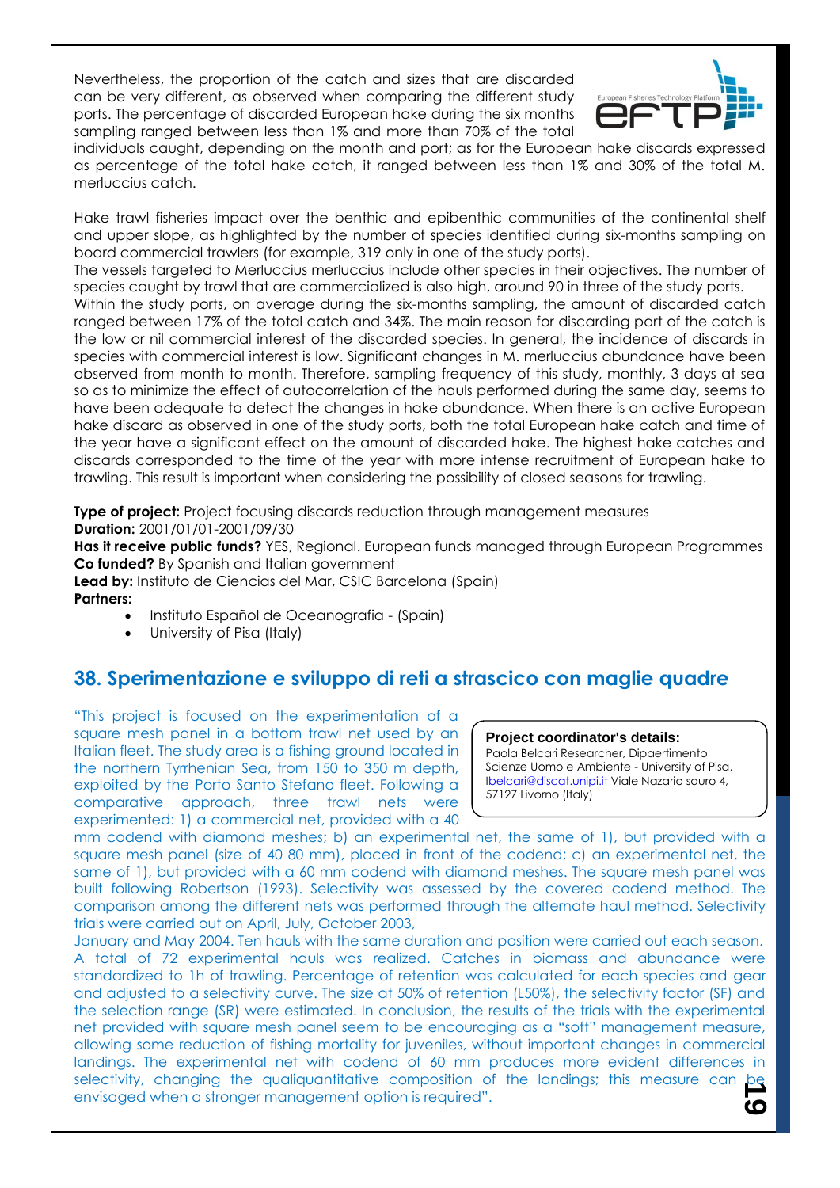Nevertheless, the proportion of the catch and sizes that are discarded can be very different, as observed when comparing the different study ports. The percentage of discarded European hake during the six months sampling ranged between less than 1% and more than 70% of the total individuals caught, depending on the month and port; as for the European hake discards expressed as percentage of the total hake catch, it ranged between less than 1% and 30% of the total M. merluccius catch.

Hake trawl fisheries impact over the benthic and epibenthic communities of the continental shelf and upper slope, as highlighted by the number of species identified during six-months sampling on board commercial trawlers (for example, 319 only in one of the study ports).
The vessels targeted to Merluccius merluccius include other species in their objectives. The number of species caught by trawl that are commercialized is also high, around 90 in three of the study ports.
Within the study ports, on average during the six-months sampling, the amount of discarded catch ranged between 17% of the total catch and 34%. The main reason for discarding part of the catch is the low or nil commercial interest of the discarded species. In general, the incidence of discards in species with commercial interest is low. Significant changes in M. merluccius abundance have been observed from month to month. Therefore, sampling frequency of this study, monthly, 3 days at sea so as to minimize the effect of autocorrelation of the hauls performed during the same day, seems to have been adequate to detect the changes in hake abundance. When there is an active European hake discard as observed in one of the study ports, both the total European hake catch and time of the year have a significant effect on the amount of discarded hake. The highest hake catches and discards corresponded to the time of the year with more intense recruitment of European hake to trawling. This result is important when considering the possibility of closed seasons for trawling.

**Type of project:** Project focusing discards reduction through management measures
**Duration:** 2001/01/01-2001/09/30
**Has it receive public funds?** YES, Regional. European funds managed through European Programmes
**Co funded?** By Spanish and Italian government
**Lead by:** Instituto de Ciencias del Mar, CSIC Barcelona (Spain)
**Partners:**

- Instituto Español de Oceanografia - (Spain)
- University of Pisa (Italy)

## 38. Sperimentazione e sviluppo di reti a strascico con maglie quadre

**Project coordinator's details:**
Paola Belcari Researcher, Dipaertimento Scienze Uomo e Ambiente - University of Pisa, lbelcari@discat.unipi.it Viale Nazario sauro 4, 57127 Livorno (Italy)

"This project is focused on the experimentation of a square mesh panel in a bottom trawl net used by an Italian fleet. The study area is a fishing ground located in the northern Tyrrhenian Sea, from 150 to 350 m depth, exploited by the Porto Santo Stefano fleet. Following a comparative approach, three trawl nets were experimented: 1) a commercial net, provided with a 40 mm codend with diamond meshes; b) an experimental net, the same of 1), but provided with a square mesh panel (size of 40 80 mm), placed in front of the codend; c) an experimental net, the same of 1), but provided with a 60 mm codend with diamond meshes. The square mesh panel was built following Robertson (1993). Selectivity was assessed by the covered codend method. The comparison among the different nets was performed through the alternate haul method. Selectivity trials were carried out on April, July, October 2003,
January and May 2004. Ten hauls with the same duration and position were carried out each season. A total of 72 experimental hauls was realized. Catches in biomass and abundance were standardized to 1h of trawling. Percentage of retention was calculated for each species and gear and adjusted to a selectivity curve. The size at 50% of retention (L50%), the selectivity factor (SF) and the selection range (SR) were estimated. In conclusion, the results of the trials with the experimental net provided with square mesh panel seem to be encouraging as a "soft" management measure, allowing some reduction of fishing mortality for juveniles, without important changes in commercial landings. The experimental net with codend of 60 mm produces more evident differences in selectivity, changing the qualiquantitative composition of the landings; this measure can be envisaged when a stronger management option is required".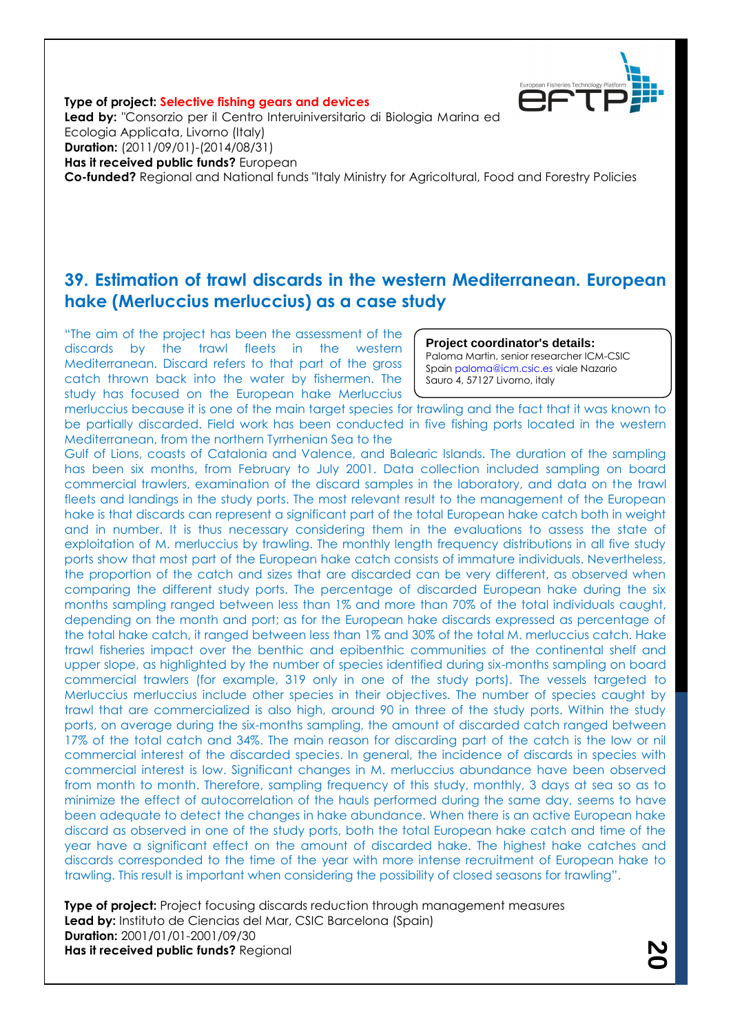**Type of project:** Selective fishing gears and devices
**Lead by:** "Consorzio per il Centro Interuiniversitario di Biologia Marina ed Ecologia Applicata, Livorno (Italy)
**Duration:** (2011/09/01)-(2014/08/31)
**Has it received public funds?** European
**Co-funded?** Regional and National funds "Italy Ministry for Agricoltural, Food and Forestry Policies

## 39. Estimation of trawl discards in the western Mediterranean. European hake (Merluccius merluccius) as a case study

**Project coordinator's details:**
Paloma Martin, senior researcher ICM-CSIC Spain paloma@icm.csic.es viale Nazario Sauro 4, 57127 Livorno, italy

"The aim of the project has been the assessment of the discards by the trawl fleets in the western Mediterranean. Discard refers to that part of the gross catch thrown back into the water by fishermen. The study has focused on the European hake Merluccius merluccius because it is one of the main target species for trawling and the fact that it was known to be partially discarded. Field work has been conducted in five fishing ports located in the western Mediterranean, from the northern Tyrrhenian Sea to the Gulf of Lions, coasts of Catalonia and Valence, and Balearic Islands. The duration of the sampling has been six months, from February to July 2001. Data collection included sampling on board commercial trawlers, examination of the discard samples in the laboratory, and data on the trawl fleets and landings in the study ports. The most relevant result to the management of the European hake is that discards can represent a significant part of the total European hake catch both in weight and in number. It is thus necessary considering them in the evaluations to assess the state of exploitation of M. merluccius by trawling. The monthly length frequency distributions in all five study ports show that most part of the European hake catch consists of immature individuals. Nevertheless, the proportion of the catch and sizes that are discarded can be very different, as observed when comparing the different study ports. The percentage of discarded European hake during the six months sampling ranged between less than 1% and more than 70% of the total individuals caught, depending on the month and port; as for the European hake discards expressed as percentage of the total hake catch, it ranged between less than 1% and 30% of the total M. merluccius catch. Hake trawl fisheries impact over the benthic and epibenthic communities of the continental shelf and upper slope, as highlighted by the number of species identified during six-months sampling on board commercial trawlers (for example, 319 only in one of the study ports). The vessels targeted to Merluccius merluccius include other species in their objectives. The number of species caught by trawl that are commercialized is also high, around 90 in three of the study ports. Within the study ports, on average during the six-months sampling, the amount of discarded catch ranged between 17% of the total catch and 34%. The main reason for discarding part of the catch is the low or nil commercial interest of the discarded species. In general, the incidence of discards in species with commercial interest is low. Significant changes in M. merluccius abundance have been observed from month to month. Therefore, sampling frequency of this study, monthly, 3 days at sea so as to minimize the effect of autocorrelation of the hauls performed during the same day, seems to have been adequate to detect the changes in hake abundance. When there is an active European hake discard as observed in one of the study ports, both the total European hake catch and time of the year have a significant effect on the amount of discarded hake. The highest hake catches and discards corresponded to the time of the year with more intense recruitment of European hake to trawling. This result is important when considering the possibility of closed seasons for trawling".

**Type of project:** Project focusing discards reduction through management measures
**Lead by:** Instituto de Ciencias del Mar, CSIC Barcelona (Spain)
**Duration:** 2001/01/01-2001/09/30
**Has it received public funds?** Regional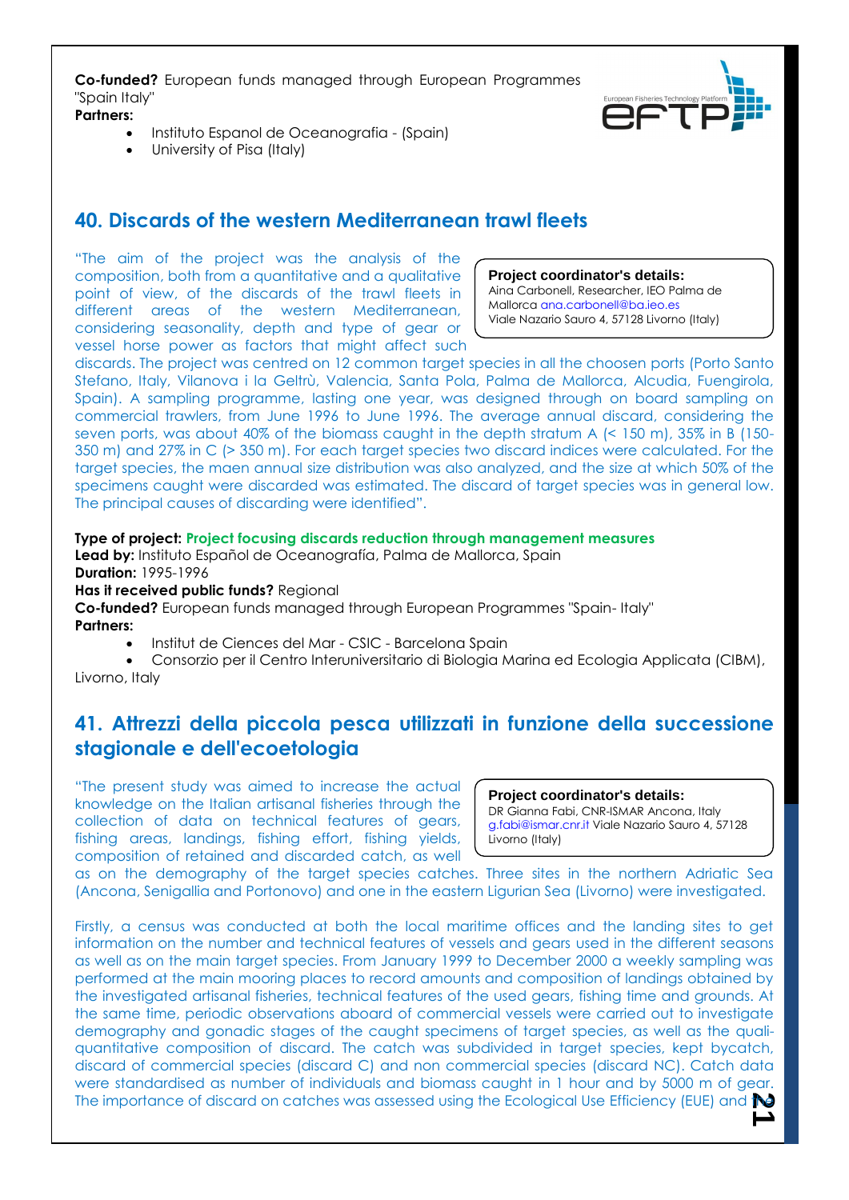**Co-funded?** European funds managed through European Programmes "Spain Italy"
**Partners:**

- Instituto Espanol de Oceanografia - (Spain)
- University of Pisa (Italy)

## 40. Discards of the western Mediterranean trawl fleets

**Project coordinator's details:**
Aina Carbonell, Researcher, IEO Palma de Mallorca ana.carbonell@ba.ieo.es
Viale Nazario Sauro 4, 57128 Livorno (Italy)

"The aim of the project was the analysis of the composition, both from a quantitative and a qualitative point of view, of the discards of the trawl fleets in different areas of the western Mediterranean, considering seasonality, depth and type of gear or vessel horse power as factors that might affect such discards. The project was centred on 12 common target species in all the choosen ports (Porto Santo Stefano, Italy, Vilanova i la Geltrù, Valencia, Santa Pola, Palma de Mallorca, Alcudia, Fuengirola, Spain). A sampling programme, lasting one year, was designed through on board sampling on commercial trawlers, from June 1996 to June 1996. The average annual discard, considering the seven ports, was about 40% of the biomass caught in the depth stratum A (< 150 m), 35% in B (150-350 m) and 27% in C (> 350 m). For each target species two discard indices were calculated. For the target species, the maen annual size distribution was also analyzed, and the size at which 50% of the specimens caught were discarded was estimated. The discard of target species was in general low. The principal causes of discarding were identified".

**Type of project:** Project focusing discards reduction through management measures
**Lead by:** Instituto Español de Oceanografía, Palma de Mallorca, Spain
**Duration:** 1995-1996
**Has it received public funds?** Regional
**Co-funded?** European funds managed through European Programmes "Spain- Italy"
**Partners:**

- Institut de Ciences del Mar - CSIC - Barcelona Spain
- Consorzio per il Centro Interuniversitario di Biologia Marina ed Ecologia Applicata (CIBM), Livorno, Italy

## 41. Attrezzi della piccola pesca utilizzati in funzione della successione stagionale e dell'ecoetologia

**Project coordinator's details:**
DR Gianna Fabi, CNR-ISMAR Ancona, Italy
g.fabi@ismar.cnr.it Viale Nazario Sauro 4, 57128 Livorno (Italy)

"The present study was aimed to increase the actual knowledge on the Italian artisanal fisheries through the collection of data on technical features of gears, fishing areas, landings, fishing effort, fishing yields, composition of retained and discarded catch, as well as on the demography of the target species catches. Three sites in the northern Adriatic Sea (Ancona, Senigallia and Portonovo) and one in the eastern Ligurian Sea (Livorno) were investigated.

Firstly, a census was conducted at both the local maritime offices and the landing sites to get information on the number and technical features of vessels and gears used in the different seasons as well as on the main target species. From January 1999 to December 2000 a weekly sampling was performed at the main mooring places to record amounts and composition of landings obtained by the investigated artisanal fisheries, technical features of the used gears, fishing time and grounds. At the same time, periodic observations aboard of commercial vessels were carried out to investigate demography and gonadic stages of the caught specimens of target species, as well as the quali-quantitative composition of discard. The catch was subdivided in target species, kept bycatch, discard of commercial species (discard C) and non commercial species (discard NC). Catch data were standardised as number of individuals and biomass caught in 1 hour and by 5000 m of gear. The importance of discard on catches was assessed using the Ecological Use Efficiency (EUE) and the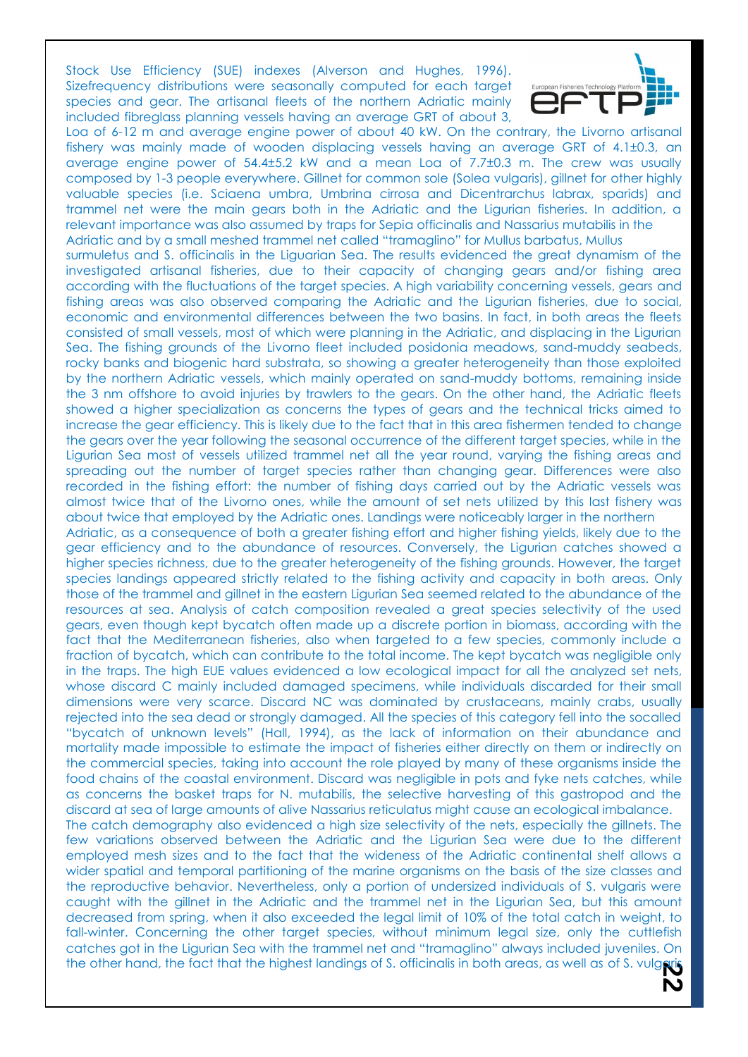Stock Use Efficiency (SUE) indexes (Alverson and Hughes, 1996). Sizefrequency distributions were seasonally computed for each target species and gear. The artisanal fleets of the northern Adriatic mainly included fibreglass planning vessels having an average GRT of about 3, Loa of 6-12 m and average engine power of about 40 kW. On the contrary, the Livorno artisanal fishery was mainly made of wooden displacing vessels having an average GRT of 4.1±0.3, an average engine power of 54.4±5.2 kW and a mean Loa of 7.7±0.3 m. The crew was usually composed by 1-3 people everywhere. Gillnet for common sole (Solea vulgaris), gillnet for other highly valuable species (i.e. Sciaena umbra, Umbrina cirrosa and Dicentrarchus labrax, sparids) and trammel net were the main gears both in the Adriatic and the Ligurian fisheries. In addition, a relevant importance was also assumed by traps for Sepia officinalis and Nassarius mutabilis in the Adriatic and by a small meshed trammel net called "tramaglino" for Mullus barbatus, Mullus surmuletus and S. officinalis in the Liguarian Sea. The results evidenced the great dynamism of the investigated artisanal fisheries, due to their capacity of changing gears and/or fishing area according with the fluctuations of the target species. A high variability concerning vessels, gears and fishing areas was also observed comparing the Adriatic and the Ligurian fisheries, due to social, economic and environmental differences between the two basins. In fact, in both areas the fleets consisted of small vessels, most of which were planning in the Adriatic, and displacing in the Ligurian Sea. The fishing grounds of the Livorno fleet included posidonia meadows, sand-muddy seabeds, rocky banks and biogenic hard substrata, so showing a greater heterogeneity than those exploited by the northern Adriatic vessels, which mainly operated on sand-muddy bottoms, remaining inside the 3 nm offshore to avoid injuries by trawlers to the gears. On the other hand, the Adriatic fleets showed a higher specialization as concerns the types of gears and the technical tricks aimed to increase the gear efficiency. This is likely due to the fact that in this area fishermen tended to change the gears over the year following the seasonal occurrence of the different target species, while in the Ligurian Sea most of vessels utilized trammel net all the year round, varying the fishing areas and spreading out the number of target species rather than changing gear. Differences were also recorded in the fishing effort: the number of fishing days carried out by the Adriatic vessels was almost twice that of the Livorno ones, while the amount of set nets utilized by this last fishery was about twice that employed by the Adriatic ones. Landings were noticeably larger in the northern Adriatic, as a consequence of both a greater fishing effort and higher fishing yields, likely due to the gear efficiency and to the abundance of resources. Conversely, the Ligurian catches showed a higher species richness, due to the greater heterogeneity of the fishing grounds. However, the target species landings appeared strictly related to the fishing activity and capacity in both areas. Only those of the trammel and gillnet in the eastern Ligurian Sea seemed related to the abundance of the resources at sea. Analysis of catch composition revealed a great species selectivity of the used gears, even though kept bycatch often made up a discrete portion in biomass, according with the fact that the Mediterranean fisheries, also when targeted to a few species, commonly include a fraction of bycatch, which can contribute to the total income. The kept bycatch was negligible only in the traps. The high EUE values evidenced a low ecological impact for all the analyzed set nets, whose discard C mainly included damaged specimens, while individuals discarded for their small dimensions were very scarce. Discard NC was dominated by crustaceans, mainly crabs, usually rejected into the sea dead or strongly damaged. All the species of this category fell into the socalled "bycatch of unknown levels" (Hall, 1994), as the lack of information on their abundance and mortality made impossible to estimate the impact of fisheries either directly on them or indirectly on the commercial species, taking into account the role played by many of these organisms inside the food chains of the coastal environment. Discard was negligible in pots and fyke nets catches, while as concerns the basket traps for N. mutabilis, the selective harvesting of this gastropod and the discard at sea of large amounts of alive Nassarius reticulatus might cause an ecological imbalance.

The catch demography also evidenced a high size selectivity of the nets, especially the gillnets. The few variations observed between the Adriatic and the Ligurian Sea were due to the different employed mesh sizes and to the fact that the wideness of the Adriatic continental shelf allows a wider spatial and temporal partitioning of the marine organisms on the basis of the size classes and the reproductive behavior. Nevertheless, only a portion of undersized individuals of S. vulgaris were caught with the gillnet in the Adriatic and the trammel net in the Ligurian Sea, but this amount decreased from spring, when it also exceeded the legal limit of 10% of the total catch in weight, to fall-winter. Concerning the other target species, without minimum legal size, only the cuttlefish catches got in the Ligurian Sea with the trammel net and "tramaglino" always included juveniles. On the other hand, the fact that the highest landings of S. officinalis in both areas, as well as of S. vulgaris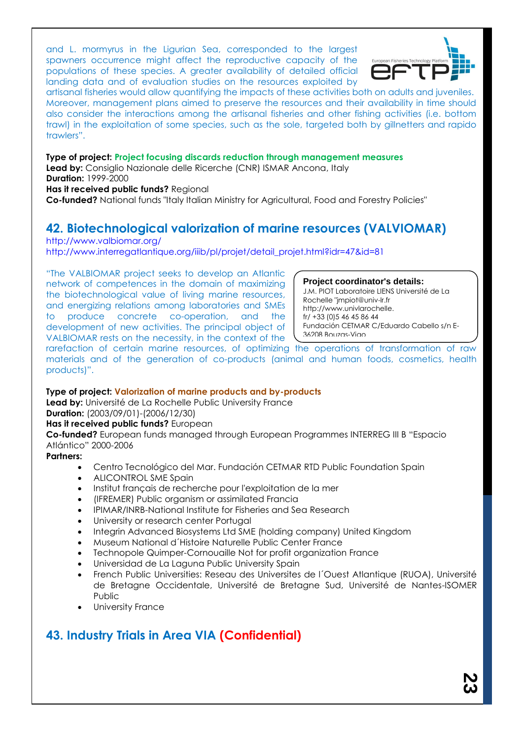and L. mormyrus in the Ligurian Sea, corresponded to the largest spawners occurrence might affect the reproductive capacity of the populations of these species. A greater availability of detailed official landing data and of evaluation studies on the resources exploited by artisanal fisheries would allow quantifying the impacts of these activities both on adults and juveniles. Moreover, management plans aimed to preserve the resources and their availability in time should also consider the interactions among the artisanal fisheries and other fishing activities (i.e. bottom trawl) in the exploitation of some species, such as the sole, targeted both by gillnetters and rapido trawlers".

**Type of project:** Project focusing discards reduction through management measures
**Lead by:** Consiglio Nazionale delle Ricerche (CNR) ISMAR Ancona, Italy
**Duration:** 1999-2000
**Has it received public funds?** Regional
**Co-funded?** National funds "Italy Italian Ministry for Agricultural, Food and Forestry Policies"

## 42. Biotechnological valorization of marine resources (VALVIOMAR)

http://www.valbiomar.org/
http://www.interregatlantique.org/iiib/pl/projet/detail_projet.html?idr=47&id=81

"The VALBIOMAR project seeks to develop an Atlantic network of competences in the domain of maximizing the biotechnological value of living marine resources, and energizing relations among laboratories and SMEs to produce concrete co-operation, and the development of new activities. The principal object of VALBIOMAR rests on the necessity, in the context of the rarefaction of certain marine resources, of optimizing the operations of transformation of raw materials and of the generation of co-products (animal and human foods, cosmetics, health products)".

**Project coordinator's details:**
J.M. PIOT Laboratoire LIENS Université de La Rochelle "jmpiot@univ-lr.fr http://www.univlarochelle. fr/ +33 (0)5 46 45 86 44
Fundación CETMAR C/Eduardo Cabello s/n E-36208 Bouzas-Vigo

**Type of project:** Valorization of marine products and by-products
**Lead by:** Université de La Rochelle Public University France
**Duration:** (2003/09/01)-(2006/12/30)
**Has it received public funds?** European
**Co-funded?** European funds managed through European Programmes INTERREG III B "Espacio Atlántico" 2000-2006
**Partners:**

- Centro Tecnológico del Mar. Fundación CETMAR RTD Public Foundation Spain
- ALICONTROL SME Spain
- Institut français de recherche pour l'exploitation de la mer
- (IFREMER) Public organism or assimilated Francia
- IPIMAR/INRB-National Institute for Fisheries and Sea Research
- University or research center Portugal
- Integrin Advanced Biosystems Ltd SME (holding company) United Kingdom
- Museum National d´Histoire Naturelle Public Center France
- Technopole Quimper-Cornouaille Not for profit organization France
- Universidad de La Laguna Public University Spain
- French Public Universities: Reseau des Universites de l´Ouest Atlantique (RUOA), Université de Bretagne Occidentale, Université de Bretagne Sud, Université de Nantes-ISOMER Public
- University France

## 43. Industry Trials in Area VIA (Confidential)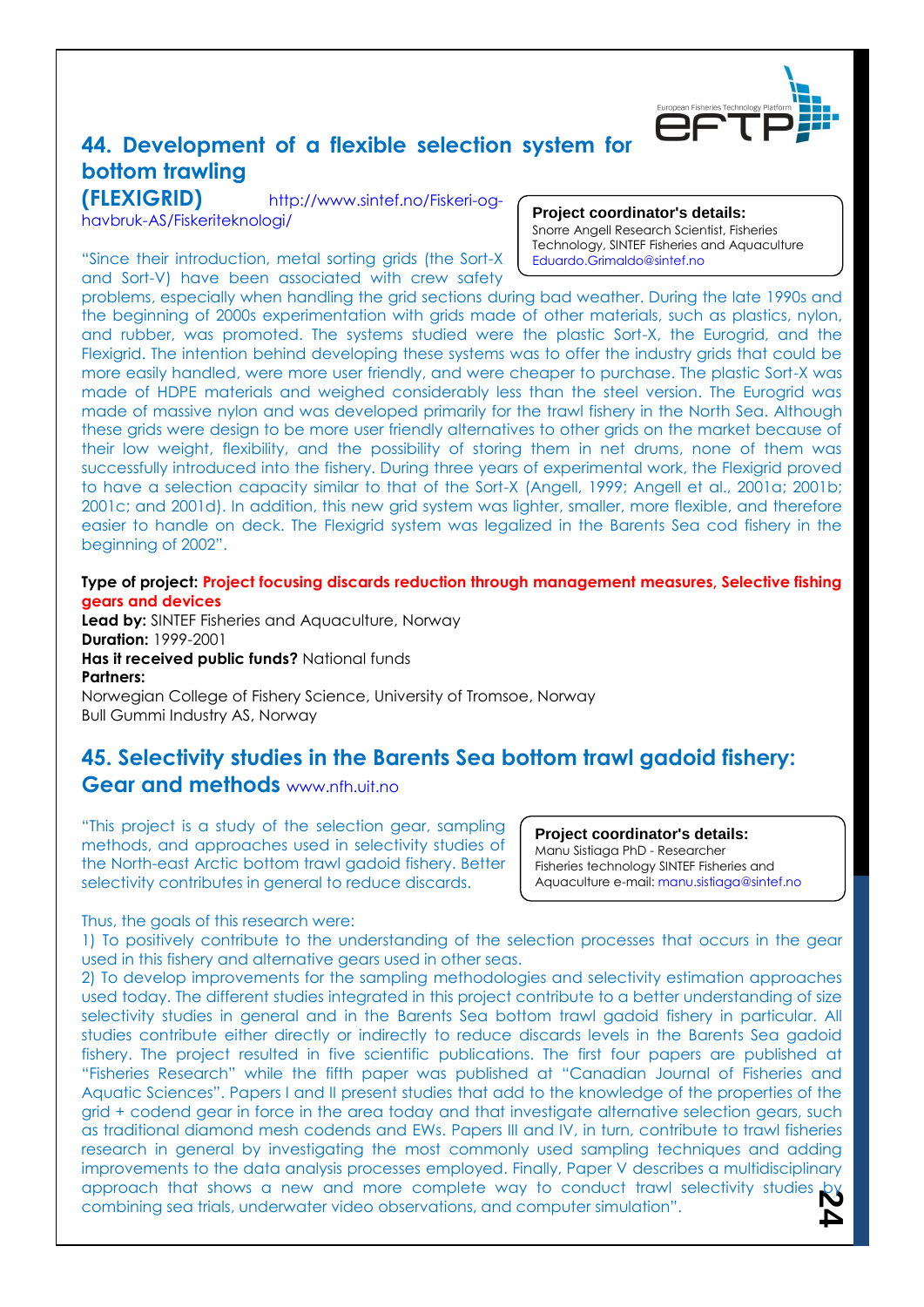## 44. Development of a flexible selection system for bottom trawling (FLEXIGRID)

http://www.sintef.no/Fiskeri-og-havbruk-AS/Fiskeriteknologi/

**Project coordinator's details:**
Snorre Angell Research Scientist, Fisheries Technology, SINTEF Fisheries and Aquaculture
Eduardo.Grimaldo@sintef.no

"Since their introduction, metal sorting grids (the Sort-X and Sort-V) have been associated with crew safety problems, especially when handling the grid sections during bad weather. During the late 1990s and the beginning of 2000s experimentation with grids made of other materials, such as plastics, nylon, and rubber, was promoted. The systems studied were the plastic Sort-X, the Eurogrid, and the Flexigrid. The intention behind developing these systems was to offer the industry grids that could be more easily handled, were more user friendly, and were cheaper to purchase. The plastic Sort-X was made of HDPE materials and weighed considerably less than the steel version. The Eurogrid was made of massive nylon and was developed primarily for the trawl fishery in the North Sea. Although these grids were design to be more user friendly alternatives to other grids on the market because of their low weight, flexibility, and the possibility of storing them in net drums, none of them was successfully introduced into the fishery. During three years of experimental work, the Flexigrid proved to have a selection capacity similar to that of the Sort-X (Angell, 1999; Angell et al., 2001a; 2001b; 2001c; and 2001d). In addition, this new grid system was lighter, smaller, more flexible, and therefore easier to handle on deck. The Flexigrid system was legalized in the Barents Sea cod fishery in the beginning of 2002".

**Type of project:** **Project focusing discards reduction through management measures, Selective fishing gears and devices**
**Lead by:** SINTEF Fisheries and Aquaculture, Norway
**Duration:** 1999-2001
**Has it received public funds?** National funds
**Partners:**
Norwegian College of Fishery Science, University of Tromsoe, Norway
Bull Gummi Industry AS, Norway

## 45. Selectivity studies in the Barents Sea bottom trawl gadoid fishery: Gear and methods www.nfh.uit.no

**Project coordinator's details:**
Manu Sistiaga PhD - Researcher
Fisheries technology SINTEF Fisheries and Aquaculture e-mail: manu.sistiaga@sintef.no

"This project is a study of the selection gear, sampling methods, and approaches used in selectivity studies of the North-east Arctic bottom trawl gadoid fishery. Better selectivity contributes in general to reduce discards.

Thus, the goals of this research were:
1) To positively contribute to the understanding of the selection processes that occurs in the gear used in this fishery and alternative gears used in other seas.
2) To develop improvements for the sampling methodologies and selectivity estimation approaches used today. The different studies integrated in this project contribute to a better understanding of size selectivity studies in general and in the Barents Sea bottom trawl gadoid fishery in particular. All studies contribute either directly or indirectly to reduce discards levels in the Barents Sea gadoid fishery. The project resulted in five scientific publications. The first four papers are published at "Fisheries Research" while the fifth paper was published at "Canadian Journal of Fisheries and Aquatic Sciences". Papers I and II present studies that add to the knowledge of the properties of the grid + codend gear in force in the area today and that investigate alternative selection gears, such as traditional diamond mesh codends and EWs. Papers III and IV, in turn, contribute to trawl fisheries research in general by investigating the most commonly used sampling techniques and adding improvements to the data analysis processes employed. Finally, Paper V describes a multidisciplinary approach that shows a new and more complete way to conduct trawl selectivity studies by combining sea trials, underwater video observations, and computer simulation".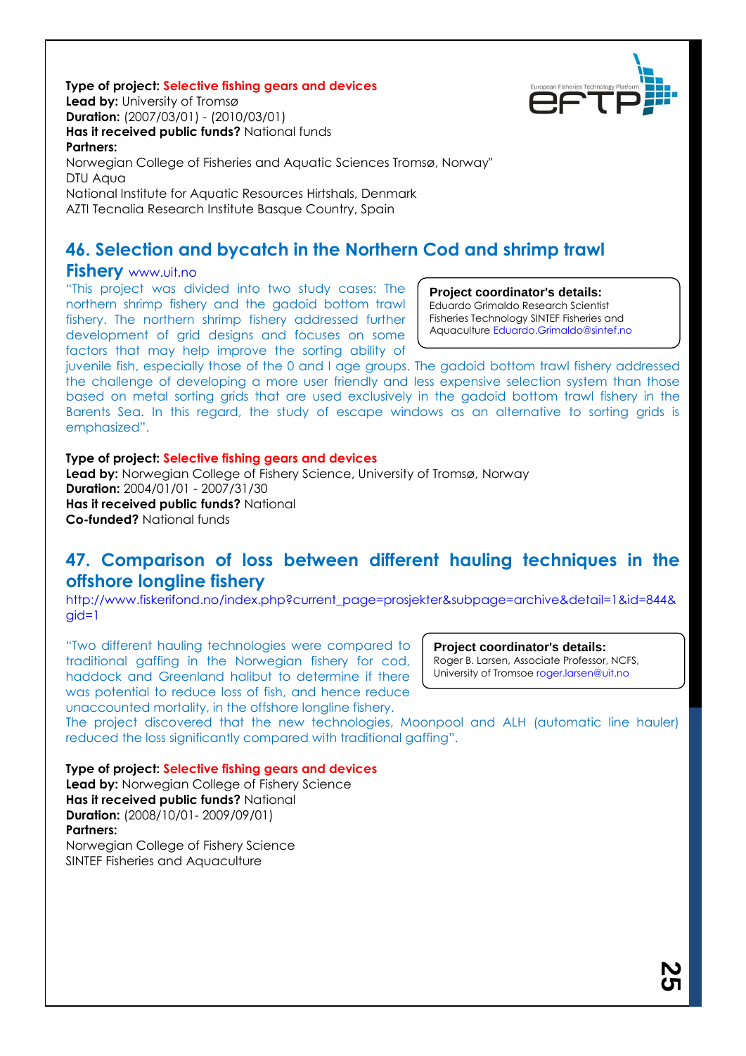**Type of project:** Selective fishing gears and devices
**Lead by:** University of Tromsø
**Duration:** (2007/03/01) - (2010/03/01)
**Has it received public funds?** National funds
**Partners:**
Norwegian College of Fisheries and Aquatic Sciences Tromsø, Norway"
DTU Aqua
National Institute for Aquatic Resources Hirtshals, Denmark
AZTI Tecnalia Research Institute Basque Country, Spain

## 46. Selection and bycatch in the Northern Cod and shrimp trawl Fishery

www.uit.no

**Project coordinator's details:**
Eduardo Grimaldo Research Scientist
Fisheries Technology SINTEF Fisheries and Aquaculture Eduardo.Grimaldo@sintef.no

"This project was divided into two study cases: The northern shrimp fishery and the gadoid bottom trawl fishery. The northern shrimp fishery addressed further development of grid designs and focuses on some factors that may help improve the sorting ability of juvenile fish, especially those of the 0 and I age groups. The gadoid bottom trawl fishery addressed the challenge of developing a more user friendly and less expensive selection system than those based on metal sorting grids that are used exclusively in the gadoid bottom trawl fishery in the Barents Sea. In this regard, the study of escape windows as an alternative to sorting grids is emphasized".

**Type of project:** Selective fishing gears and devices
**Lead by:** Norwegian College of Fishery Science, University of Tromsø, Norway
**Duration:** 2004/01/01 - 2007/31/30
**Has it received public funds?** National
**Co-funded?** National funds

## 47. Comparison of loss between different hauling techniques in the offshore longline fishery

http://www.fiskerifond.no/index.php?current_page=prosjekter&subpage=archive&detail=1&id=844&gid=1

**Project coordinator's details:**
Roger B. Larsen, Associate Professor, NCFS, University of Tromsoe roger.larsen@uit.no

"Two different hauling technologies were compared to traditional gaffing in the Norwegian fishery for cod, haddock and Greenland halibut to determine if there was potential to reduce loss of fish, and hence reduce unaccounted mortality, in the offshore longline fishery.
The project discovered that the new technologies, Moonpool and ALH (automatic line hauler) reduced the loss significantly compared with traditional gaffing".

**Type of project:** Selective fishing gears and devices
**Lead by:** Norwegian College of Fishery Science
**Has it received public funds?** National
**Duration:** (2008/10/01- 2009/09/01)
**Partners:**
Norwegian College of Fishery Science
SINTEF Fisheries and Aquaculture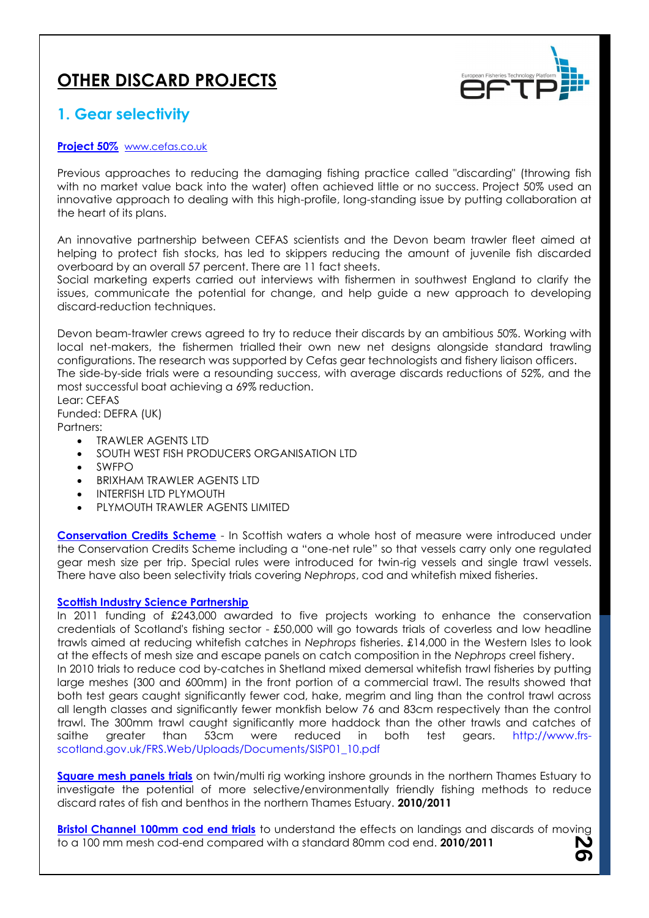# OTHER DISCARD PROJECTS

## 1. Gear selectivity

**Project 50%** www.cefas.co.uk

Previous approaches to reducing the damaging fishing practice called "discarding" (throwing fish with no market value back into the water) often achieved little or no success. Project 50% used an innovative approach to dealing with this high-profile, long-standing issue by putting collaboration at the heart of its plans.

An innovative partnership between CEFAS scientists and the Devon beam trawler fleet aimed at helping to protect fish stocks, has led to skippers reducing the amount of juvenile fish discarded overboard by an overall 57 percent. There are 11 fact sheets.
Social marketing experts carried out interviews with fishermen in southwest England to clarify the issues, communicate the potential for change, and help guide a new approach to developing discard-reduction techniques.

Devon beam-trawler crews agreed to try to reduce their discards by an ambitious 50%. Working with local net-makers, the fishermen trialled their own new net designs alongside standard trawling configurations. The research was supported by Cefas gear technologists and fishery liaison officers.
The side-by-side trials were a resounding success, with average discards reductions of 52%, and the most successful boat achieving a 69% reduction.
Lear: CEFAS
Funded: DEFRA (UK)
Partners:

- TRAWLER AGENTS LTD
- SOUTH WEST FISH PRODUCERS ORGANISATION LTD
- SWFPO
- BRIXHAM TRAWLER AGENTS LTD
- INTERFISH LTD PLYMOUTH
- PLYMOUTH TRAWLER AGENTS LIMITED

**Conservation Credits Scheme** - In Scottish waters a whole host of measure were introduced under the Conservation Credits Scheme including a "one-net rule" so that vessels carry only one regulated gear mesh size per trip. Special rules were introduced for twin-rig vessels and single trawl vessels. There have also been selectivity trials covering *Nephrops*, cod and whitefish mixed fisheries.

**Scottish Industry Science Partnership**
In 2011 funding of £243,000 awarded to five projects working to enhance the conservation credentials of Scotland's fishing sector - £50,000 will go towards trials of coverless and low headline trawls aimed at reducing whitefish catches in *Nephrops* fisheries. £14,000 in the Western Isles to look at the effects of mesh size and escape panels on catch composition in the *Nephrops* creel fishery.
In 2010 trials to reduce cod by-catches in Shetland mixed demersal whitefish trawl fisheries by putting large meshes (300 and 600mm) in the front portion of a commercial trawl. The results showed that both test gears caught significantly fewer cod, hake, megrim and ling than the control trawl across all length classes and significantly fewer monkfish below 76 and 83cm respectively than the control trawl. The 300mm trawl caught significantly more haddock than the other trawls and catches of saithe greater than 53cm were reduced in both test gears. http://www.frs-scotland.gov.uk/FRS.Web/Uploads/Documents/SISP01_10.pdf

**Square mesh panels trials** on twin/multi rig working inshore grounds in the northern Thames Estuary to investigate the potential of more selective/environmentally friendly fishing methods to reduce discard rates of fish and benthos in the northern Thames Estuary. **2010/2011**

**Bristol Channel 100mm cod end trials** to understand the effects on landings and discards of moving to a 100 mm mesh cod-end compared with a standard 80mm cod end. **2010/2011**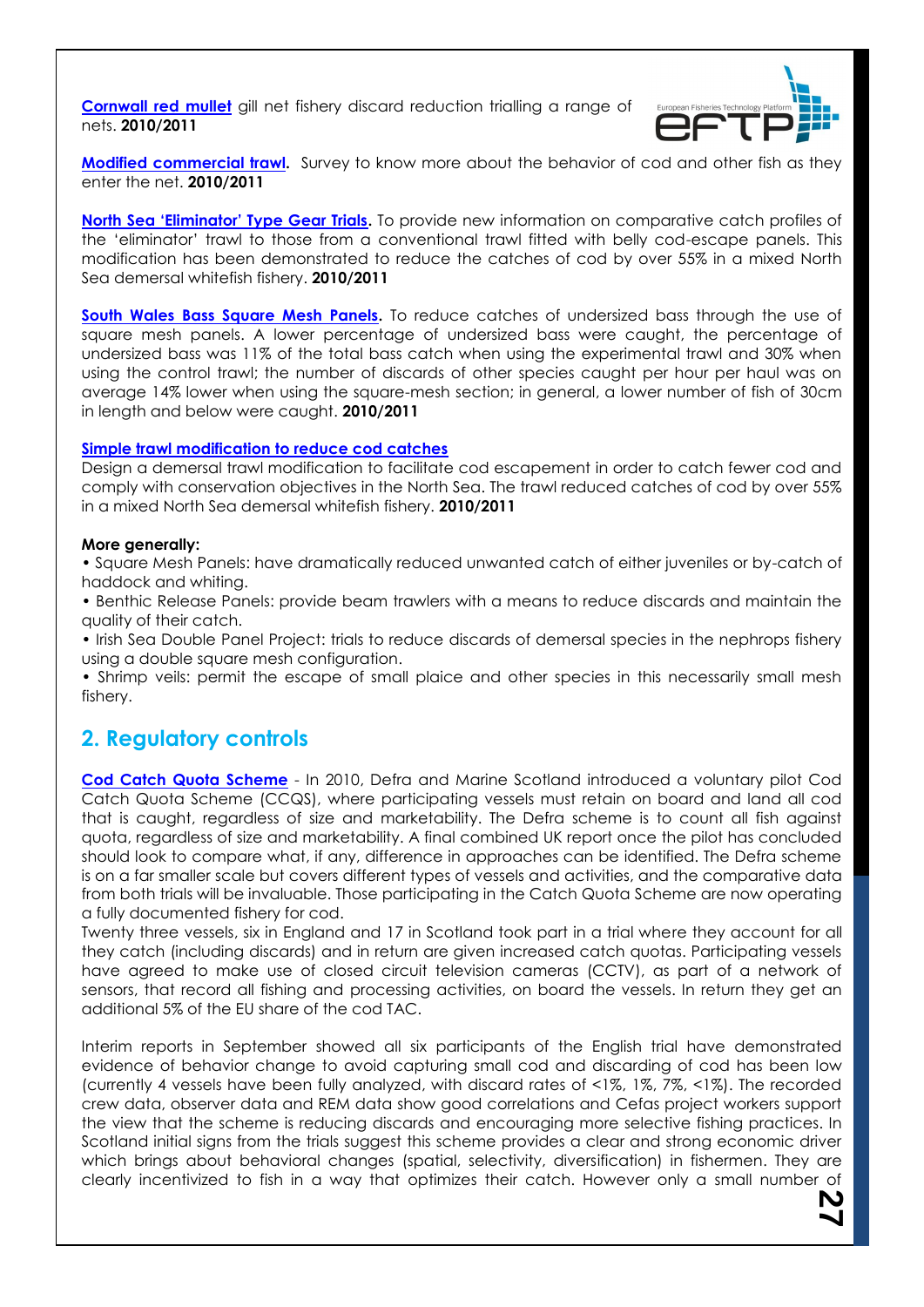**Cornwall red mullet** gill net fishery discard reduction trialling a range of nets. **2010/2011**

**Modified commercial trawl.** Survey to know more about the behavior of cod and other fish as they enter the net. **2010/2011**

**North Sea 'Eliminator' Type Gear Trials.** To provide new information on comparative catch profiles of the 'eliminator' trawl to those from a conventional trawl fitted with belly cod-escape panels. This modification has been demonstrated to reduce the catches of cod by over 55% in a mixed North Sea demersal whitefish fishery. **2010/2011**

**South Wales Bass Square Mesh Panels.** To reduce catches of undersized bass through the use of square mesh panels. A lower percentage of undersized bass were caught, the percentage of undersized bass was 11% of the total bass catch when using the experimental trawl and 30% when using the control trawl; the number of discards of other species caught per hour per haul was on average 14% lower when using the square-mesh section; in general, a lower number of fish of 30cm in length and below were caught. **2010/2011**

**Simple trawl modification to reduce cod catches**

Design a demersal trawl modification to facilitate cod escapement in order to catch fewer cod and comply with conservation objectives in the North Sea. The trawl reduced catches of cod by over 55% in a mixed North Sea demersal whitefish fishery. **2010/2011**

**More generally:**

- Square Mesh Panels: have dramatically reduced unwanted catch of either juveniles or by-catch of haddock and whiting.
- Benthic Release Panels: provide beam trawlers with a means to reduce discards and maintain the quality of their catch.
- Irish Sea Double Panel Project: trials to reduce discards of demersal species in the nephrops fishery using a double square mesh configuration.
- Shrimp veils: permit the escape of small plaice and other species in this necessarily small mesh fishery.

## 2. Regulatory controls

**Cod Catch Quota Scheme** - In 2010, Defra and Marine Scotland introduced a voluntary pilot Cod Catch Quota Scheme (CCQS), where participating vessels must retain on board and land all cod that is caught, regardless of size and marketability. The Defra scheme is to count all fish against quota, regardless of size and marketability. A final combined UK report once the pilot has concluded should look to compare what, if any, difference in approaches can be identified. The Defra scheme is on a far smaller scale but covers different types of vessels and activities, and the comparative data from both trials will be invaluable. Those participating in the Catch Quota Scheme are now operating a fully documented fishery for cod.

Twenty three vessels, six in England and 17 in Scotland took part in a trial where they account for all they catch (including discards) and in return are given increased catch quotas. Participating vessels have agreed to make use of closed circuit television cameras (CCTV), as part of a network of sensors, that record all fishing and processing activities, on board the vessels. In return they get an additional 5% of the EU share of the cod TAC.

Interim reports in September showed all six participants of the English trial have demonstrated evidence of behavior change to avoid capturing small cod and discarding of cod has been low (currently 4 vessels have been fully analyzed, with discard rates of <1%, 1%, 7%, <1%). The recorded crew data, observer data and REM data show good correlations and Cefas project workers support the view that the scheme is reducing discards and encouraging more selective fishing practices. In Scotland initial signs from the trials suggest this scheme provides a clear and strong economic driver which brings about behavioral changes (spatial, selectivity, diversification) in fishermen. They are clearly incentivized to fish in a way that optimizes their catch. However only a small number of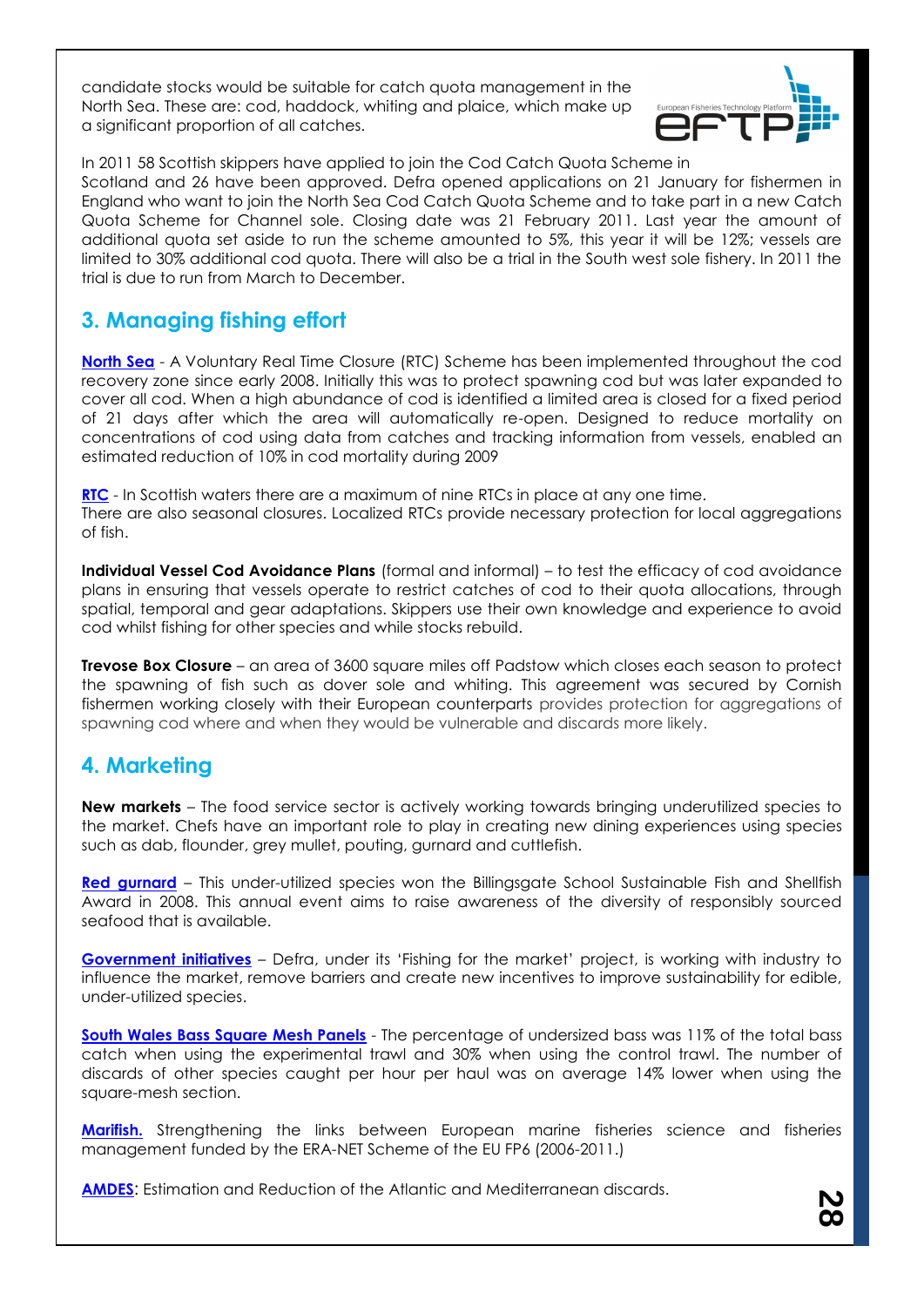candidate stocks would be suitable for catch quota management in the North Sea. These are: cod, haddock, whiting and plaice, which make up a significant proportion of all catches.

In 2011 58 Scottish skippers have applied to join the Cod Catch Quota Scheme in Scotland and 26 have been approved. Defra opened applications on 21 January for fishermen in England who want to join the North Sea Cod Catch Quota Scheme and to take part in a new Catch Quota Scheme for Channel sole. Closing date was 21 February 2011. Last year the amount of additional quota set aside to run the scheme amounted to 5%, this year it will be 12%; vessels are limited to 30% additional cod quota. There will also be a trial in the South west sole fishery. In 2011 the trial is due to run from March to December.

## 3. Managing fishing effort

**North Sea** - A Voluntary Real Time Closure (RTC) Scheme has been implemented throughout the cod recovery zone since early 2008. Initially this was to protect spawning cod but was later expanded to cover all cod. When a high abundance of cod is identified a limited area is closed for a fixed period of 21 days after which the area will automatically re-open. Designed to reduce mortality on concentrations of cod using data from catches and tracking information from vessels, enabled an estimated reduction of 10% in cod mortality during 2009

**RTC** - In Scottish waters there are a maximum of nine RTCs in place at any one time. There are also seasonal closures. Localized RTCs provide necessary protection for local aggregations of fish.

**Individual Vessel Cod Avoidance Plans** (formal and informal) – to test the efficacy of cod avoidance plans in ensuring that vessels operate to restrict catches of cod to their quota allocations, through spatial, temporal and gear adaptations. Skippers use their own knowledge and experience to avoid cod whilst fishing for other species and while stocks rebuild.

**Trevose Box Closure** – an area of 3600 square miles off Padstow which closes each season to protect the spawning of fish such as dover sole and whiting. This agreement was secured by Cornish fishermen working closely with their European counterparts provides protection for aggregations of spawning cod where and when they would be vulnerable and discards more likely.

## 4. Marketing

**New markets** – The food service sector is actively working towards bringing underutilized species to the market. Chefs have an important role to play in creating new dining experiences using species such as dab, flounder, grey mullet, pouting, gurnard and cuttlefish.

**Red gurnard** – This under-utilized species won the Billingsgate School Sustainable Fish and Shellfish Award in 2008. This annual event aims to raise awareness of the diversity of responsibly sourced seafood that is available.

**Government initiatives** – Defra, under its 'Fishing for the market' project, is working with industry to influence the market, remove barriers and create new incentives to improve sustainability for edible, under-utilized species.

**South Wales Bass Square Mesh Panels** - The percentage of undersized bass was 11% of the total bass catch when using the experimental trawl and 30% when using the control trawl. The number of discards of other species caught per hour per haul was on average 14% lower when using the square-mesh section.

**Marifish.** Strengthening the links between European marine fisheries science and fisheries management funded by the ERA-NET Scheme of the EU FP6 (2006-2011.)

**AMDES**: Estimation and Reduction of the Atlantic and Mediterranean discards.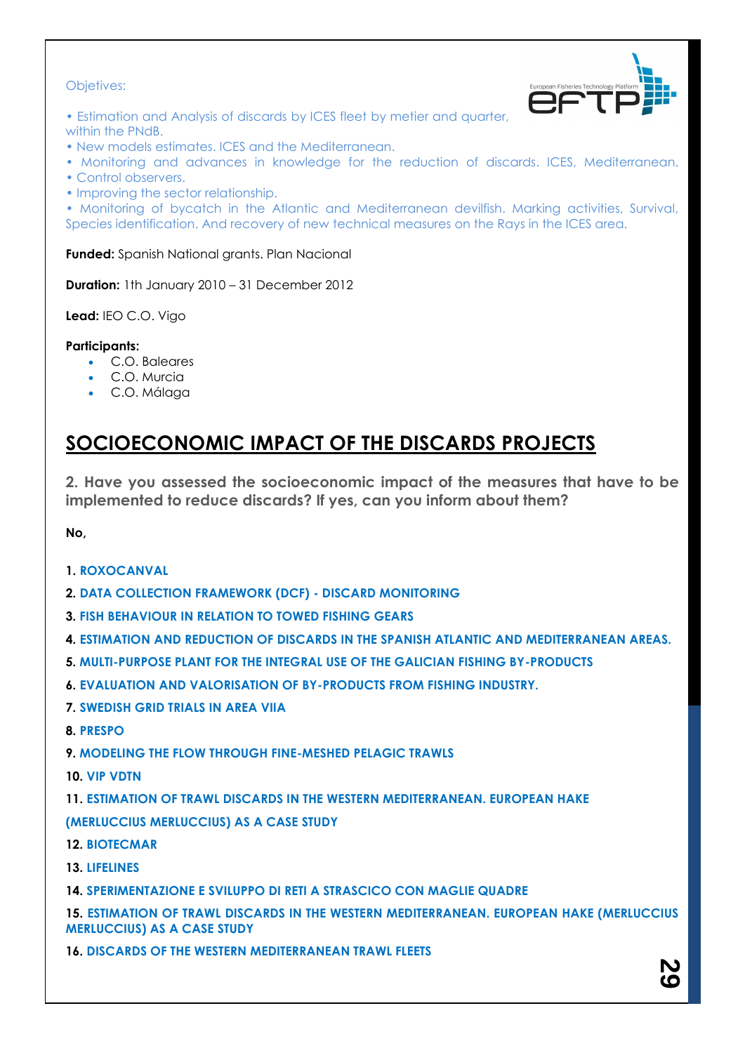Objetives:

- Estimation and Analysis of discards by ICES fleet by metier and quarter, within the PNdB.
- New models estimates. ICES and the Mediterranean.
- Monitoring and advances in knowledge for the reduction of discards. ICES, Mediterranean.
- Control observers.
- Improving the sector relationship.
- Monitoring of bycatch in the Atlantic and Mediterranean devilfish. Marking activities, Survival, Species identification. And recovery of new technical measures on the Rays in the ICES area.

**Funded:** Spanish National grants. Plan Nacional

**Duration:** 1th January 2010 – 31 December 2012

**Lead:** IEO C.O. Vigo

**Participants:**

- C.O. Baleares
- C.O. Murcia
- C.O. Málaga

## SOCIOECONOMIC IMPACT OF THE DISCARDS PROJECTS

**2. Have you assessed the socioeconomic impact of the measures that have to be implemented to reduce discards? If yes, can you inform about them?**

**No,**

**1. ROXOCANVAL**

**2. DATA COLLECTION FRAMEWORK (DCF) - DISCARD MONITORING**

**3. FISH BEHAVIOUR IN RELATION TO TOWED FISHING GEARS**

**4. ESTIMATION AND REDUCTION OF DISCARDS IN THE SPANISH ATLANTIC AND MEDITERRANEAN AREAS.**

**5. MULTI-PURPOSE PLANT FOR THE INTEGRAL USE OF THE GALICIAN FISHING BY-PRODUCTS**

**6. EVALUATION AND VALORISATION OF BY-PRODUCTS FROM FISHING INDUSTRY.**

**7. SWEDISH GRID TRIALS IN AREA VIIA**

**8. PRESPO**

**9. MODELING THE FLOW THROUGH FINE-MESHED PELAGIC TRAWLS**

**10. VIP VDTN**

**11. ESTIMATION OF TRAWL DISCARDS IN THE WESTERN MEDITERRANEAN. EUROPEAN HAKE (MERLUCCIUS MERLUCCIUS) AS A CASE STUDY**

**12. BIOTECMAR**

**13. LIFELINES**

**14. SPERIMENTAZIONE E SVILUPPO DI RETI A STRASCICO CON MAGLIE QUADRE**

**15. ESTIMATION OF TRAWL DISCARDS IN THE WESTERN MEDITERRANEAN. EUROPEAN HAKE (MERLUCCIUS MERLUCCIUS) AS A CASE STUDY**

**16. DISCARDS OF THE WESTERN MEDITERRANEAN TRAWL FLEETS**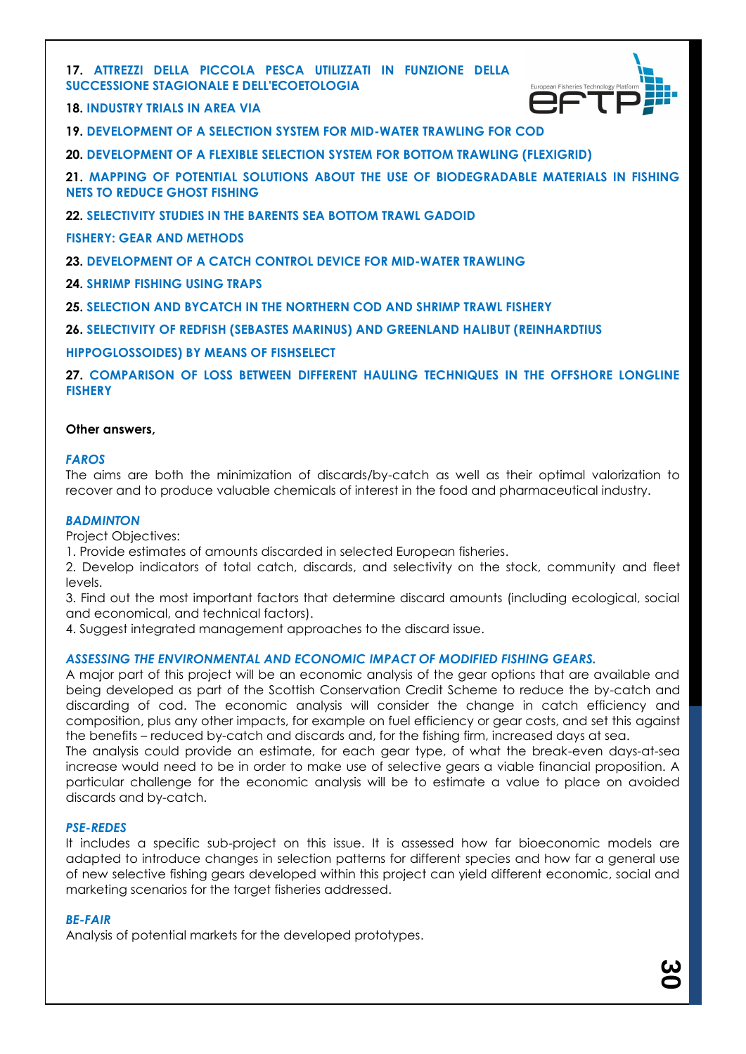**17. ATTREZZI DELLA PICCOLA PESCA UTILIZZATI IN FUNZIONE DELLA SUCCESSIONE STAGIONALE E DELL'ECOETOLOGIA**

**18. INDUSTRY TRIALS IN AREA VIA**

**19. DEVELOPMENT OF A SELECTION SYSTEM FOR MID-WATER TRAWLING FOR COD**

**20. DEVELOPMENT OF A FLEXIBLE SELECTION SYSTEM FOR BOTTOM TRAWLING (FLEXIGRID)**

**21. MAPPING OF POTENTIAL SOLUTIONS ABOUT THE USE OF BIODEGRADABLE MATERIALS IN FISHING NETS TO REDUCE GHOST FISHING**

**22. SELECTIVITY STUDIES IN THE BARENTS SEA BOTTOM TRAWL GADOID FISHERY: GEAR AND METHODS**

**23. DEVELOPMENT OF A CATCH CONTROL DEVICE FOR MID-WATER TRAWLING**

**24. SHRIMP FISHING USING TRAPS**

**25. SELECTION AND BYCATCH IN THE NORTHERN COD AND SHRIMP TRAWL FISHERY**

**26. SELECTIVITY OF REDFISH (SEBASTES MARINUS) AND GREENLAND HALIBUT (REINHARDTIUS HIPPOGLOSSOIDES) BY MEANS OF FISHSELECT**

**27. COMPARISON OF LOSS BETWEEN DIFFERENT HAULING TECHNIQUES IN THE OFFSHORE LONGLINE FISHERY**

**Other answers,**

***FAROS***

The aims are both the minimization of discards/by-catch as well as their optimal valorization to recover and to produce valuable chemicals of interest in the food and pharmaceutical industry.

***BADMINTON***

Project Objectives:

1. Provide estimates of amounts discarded in selected European fisheries.
2. Develop indicators of total catch, discards, and selectivity on the stock, community and fleet levels.
3. Find out the most important factors that determine discard amounts (including ecological, social and economical, and technical factors).
4. Suggest integrated management approaches to the discard issue.

***ASSESSING THE ENVIRONMENTAL AND ECONOMIC IMPACT OF MODIFIED FISHING GEARS.***

A major part of this project will be an economic analysis of the gear options that are available and being developed as part of the Scottish Conservation Credit Scheme to reduce the by-catch and discarding of cod. The economic analysis will consider the change in catch efficiency and composition, plus any other impacts, for example on fuel efficiency or gear costs, and set this against the benefits – reduced by-catch and discards and, for the fishing firm, increased days at sea.

The analysis could provide an estimate, for each gear type, of what the break-even days-at-sea increase would need to be in order to make use of selective gears a viable financial proposition. A particular challenge for the economic analysis will be to estimate a value to place on avoided discards and by-catch.

***PSE-REDES***

It includes a specific sub-project on this issue. It is assessed how far bioeconomic models are adapted to introduce changes in selection patterns for different species and how far a general use of new selective fishing gears developed within this project can yield different economic, social and marketing scenarios for the target fisheries addressed.

***BE-FAIR***

Analysis of potential markets for the developed prototypes.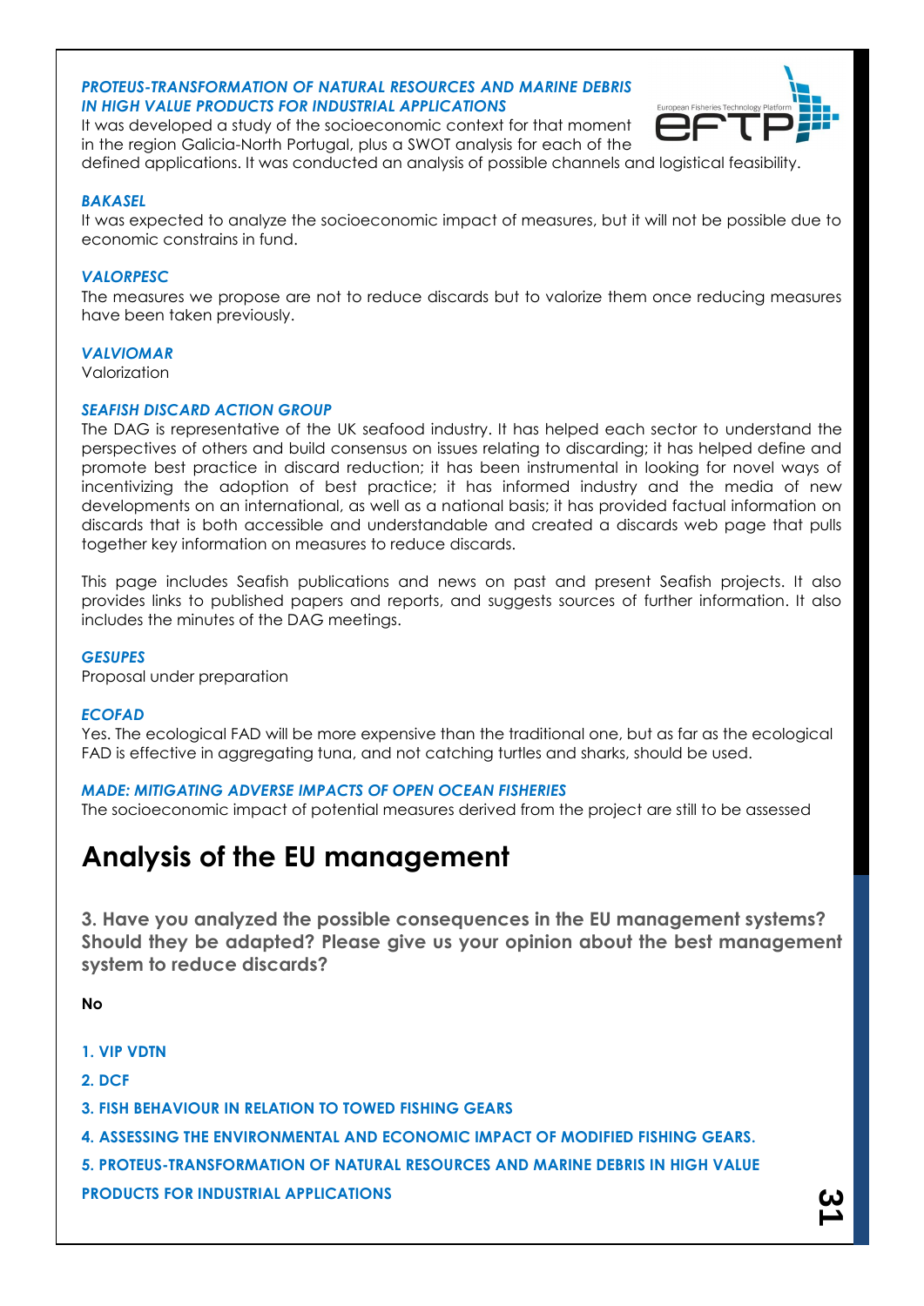***PROTEUS-TRANSFORMATION OF NATURAL RESOURCES AND MARINE DEBRIS IN HIGH VALUE PRODUCTS FOR INDUSTRIAL APPLICATIONS***

It was developed a study of the socioeconomic context for that moment in the region Galicia-North Portugal, plus a SWOT analysis for each of the defined applications. It was conducted an analysis of possible channels and logistical feasibility.

***BAKASEL***

It was expected to analyze the socioeconomic impact of measures, but it will not be possible due to economic constrains in fund.

***VALORPESC***

The measures we propose are not to reduce discards but to valorize them once reducing measures have been taken previously.

***VALVIOMAR***

Valorization

***SEAFISH DISCARD ACTION GROUP***

The DAG is representative of the UK seafood industry. It has helped each sector to understand the perspectives of others and build consensus on issues relating to discarding; it has helped define and promote best practice in discard reduction; it has been instrumental in looking for novel ways of incentivizing the adoption of best practice; it has informed industry and the media of new developments on an international, as well as a national basis; it has provided factual information on discards that is both accessible and understandable and created a discards web page that pulls together key information on measures to reduce discards.

This page includes Seafish publications and news on past and present Seafish projects. It also provides links to published papers and reports, and suggests sources of further information. It also includes the minutes of the DAG meetings.

***GESUPES***

Proposal under preparation

***ECOFAD***

Yes. The ecological FAD will be more expensive than the traditional one, but as far as the ecological FAD is effective in aggregating tuna, and not catching turtles and sharks, should be used.

***MADE: MITIGATING ADVERSE IMPACTS OF OPEN OCEAN FISHERIES***

The socioeconomic impact of potential measures derived from the project are still to be assessed

# Analysis of the EU management

**3. Have you analyzed the possible consequences in the EU management systems? Should they be adapted? Please give us your opinion about the best management system to reduce discards?**

**No**

**1. VIP VDTN**

**2. DCF**

**3. FISH BEHAVIOUR IN RELATION TO TOWED FISHING GEARS**

**4. ASSESSING THE ENVIRONMENTAL AND ECONOMIC IMPACT OF MODIFIED FISHING GEARS.**

**5. PROTEUS-TRANSFORMATION OF NATURAL RESOURCES AND MARINE DEBRIS IN HIGH VALUE PRODUCTS FOR INDUSTRIAL APPLICATIONS**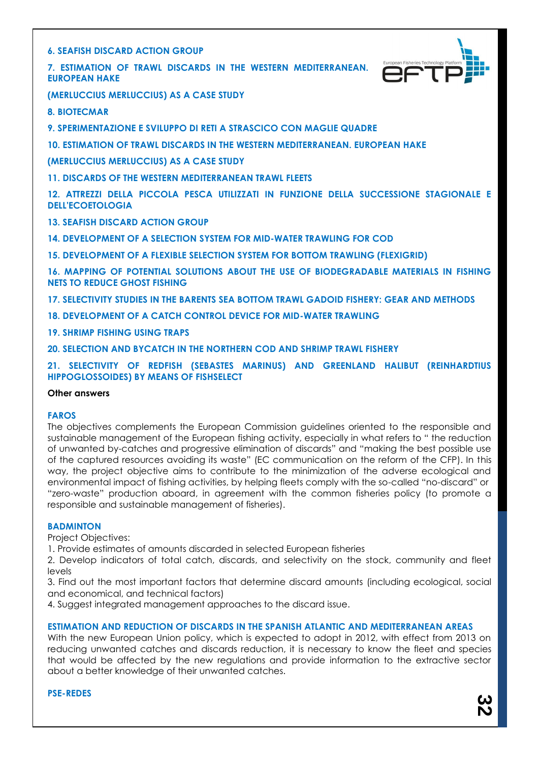**6. SEAFISH DISCARD ACTION GROUP**

**7. ESTIMATION OF TRAWL DISCARDS IN THE WESTERN MEDITERRANEAN. EUROPEAN HAKE**

**(MERLUCCIUS MERLUCCIUS) AS A CASE STUDY**

**8. BIOTECMAR**

**9. SPERIMENTAZIONE E SVILUPPO DI RETI A STRASCICO CON MAGLIE QUADRE**

**10. ESTIMATION OF TRAWL DISCARDS IN THE WESTERN MEDITERRANEAN. EUROPEAN HAKE**

**(MERLUCCIUS MERLUCCIUS) AS A CASE STUDY**

**11. DISCARDS OF THE WESTERN MEDITERRANEAN TRAWL FLEETS**

**12. ATTREZZI DELLA PICCOLA PESCA UTILIZZATI IN FUNZIONE DELLA SUCCESSIONE STAGIONALE E DELL'ECOETOLOGIA**

**13. SEAFISH DISCARD ACTION GROUP**

**14. DEVELOPMENT OF A SELECTION SYSTEM FOR MID-WATER TRAWLING FOR COD**

**15. DEVELOPMENT OF A FLEXIBLE SELECTION SYSTEM FOR BOTTOM TRAWLING (FLEXIGRID)**

**16. MAPPING OF POTENTIAL SOLUTIONS ABOUT THE USE OF BIODEGRADABLE MATERIALS IN FISHING NETS TO REDUCE GHOST FISHING**

**17. SELECTIVITY STUDIES IN THE BARENTS SEA BOTTOM TRAWL GADOID FISHERY: GEAR AND METHODS**

**18. DEVELOPMENT OF A CATCH CONTROL DEVICE FOR MID-WATER TRAWLING**

**19. SHRIMP FISHING USING TRAPS**

**20. SELECTION AND BYCATCH IN THE NORTHERN COD AND SHRIMP TRAWL FISHERY**

**21. SELECTIVITY OF REDFISH (SEBASTES MARINUS) AND GREENLAND HALIBUT (REINHARDTIUS HIPPOGLOSSOIDES) BY MEANS OF FISHSELECT**

**Other answers**

**FAROS**

The objectives complements the European Commission guidelines oriented to the responsible and sustainable management of the European fishing activity, especially in what refers to " the reduction of unwanted by-catches and progressive elimination of discards" and "making the best possible use of the captured resources avoiding its waste" (EC communication on the reform of the CFP). In this way, the project objective aims to contribute to the minimization of the adverse ecological and environmental impact of fishing activities, by helping fleets comply with the so-called "no-discard" or "zero-waste" production aboard, in agreement with the common fisheries policy (to promote a responsible and sustainable management of fisheries).

**BADMINTON**

Project Objectives:

1. Provide estimates of amounts discarded in selected European fisheries
2. Develop indicators of total catch, discards, and selectivity on the stock, community and fleet levels
3. Find out the most important factors that determine discard amounts (including ecological, social and economical, and technical factors)
4. Suggest integrated management approaches to the discard issue.

**ESTIMATION AND REDUCTION OF DISCARDS IN THE SPANISH ATLANTIC AND MEDITERRANEAN AREAS**

With the new European Union policy, which is expected to adopt in 2012, with effect from 2013 on reducing unwanted catches and discards reduction, it is necessary to know the fleet and species that would be affected by the new regulations and provide information to the extractive sector about a better knowledge of their unwanted catches.

**PSE-REDES**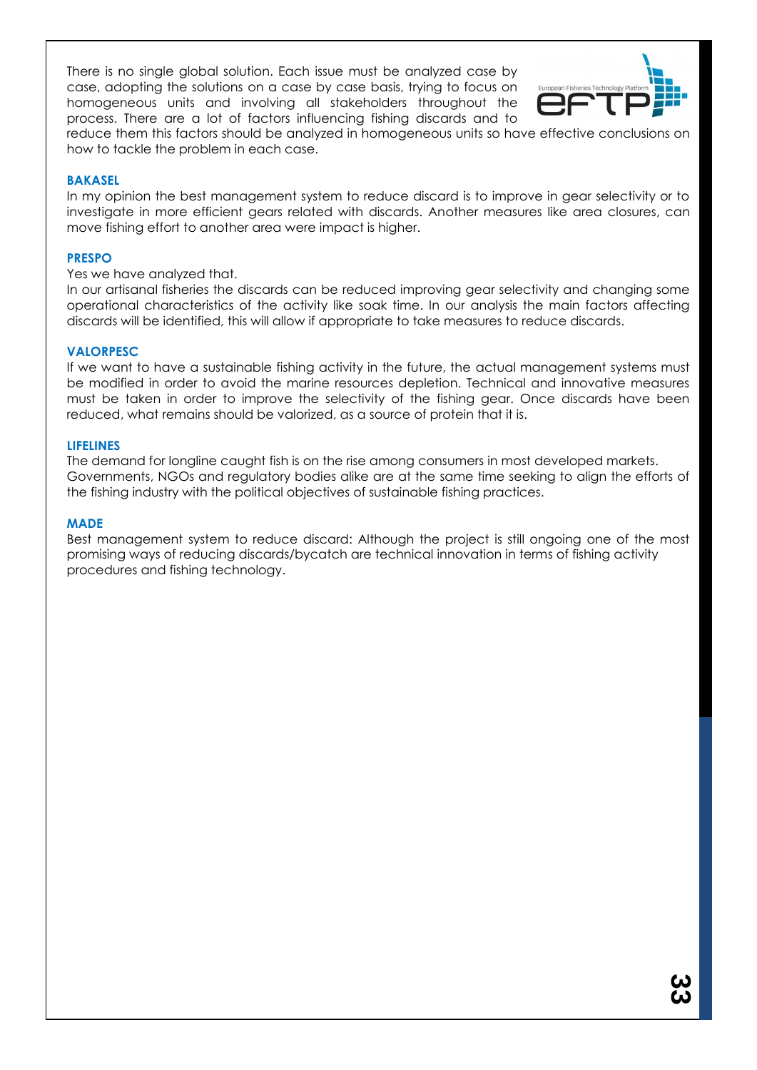There is no single global solution. Each issue must be analyzed case by case, adopting the solutions on a case by case basis, trying to focus on homogeneous units and involving all stakeholders throughout the process. There are a lot of factors influencing fishing discards and to reduce them this factors should be analyzed in homogeneous units so have effective conclusions on how to tackle the problem in each case.

### BAKASEL

In my opinion the best management system to reduce discard is to improve in gear selectivity or to investigate in more efficient gears related with discards. Another measures like area closures, can move fishing effort to another area were impact is higher.

### PRESPO

Yes we have analyzed that.

In our artisanal fisheries the discards can be reduced improving gear selectivity and changing some operational characteristics of the activity like soak time. In our analysis the main factors affecting discards will be identified, this will allow if appropriate to take measures to reduce discards.

### VALORPESC

If we want to have a sustainable fishing activity in the future, the actual management systems must be modified in order to avoid the marine resources depletion. Technical and innovative measures must be taken in order to improve the selectivity of the fishing gear. Once discards have been reduced, what remains should be valorized, as a source of protein that it is.

### LIFELINES

The demand for longline caught fish is on the rise among consumers in most developed markets. Governments, NGOs and regulatory bodies alike are at the same time seeking to align the efforts of the fishing industry with the political objectives of sustainable fishing practices.

### MADE

Best management system to reduce discard: Although the project is still ongoing one of the most promising ways of reducing discards/bycatch are technical innovation in terms of fishing activity procedures and fishing technology.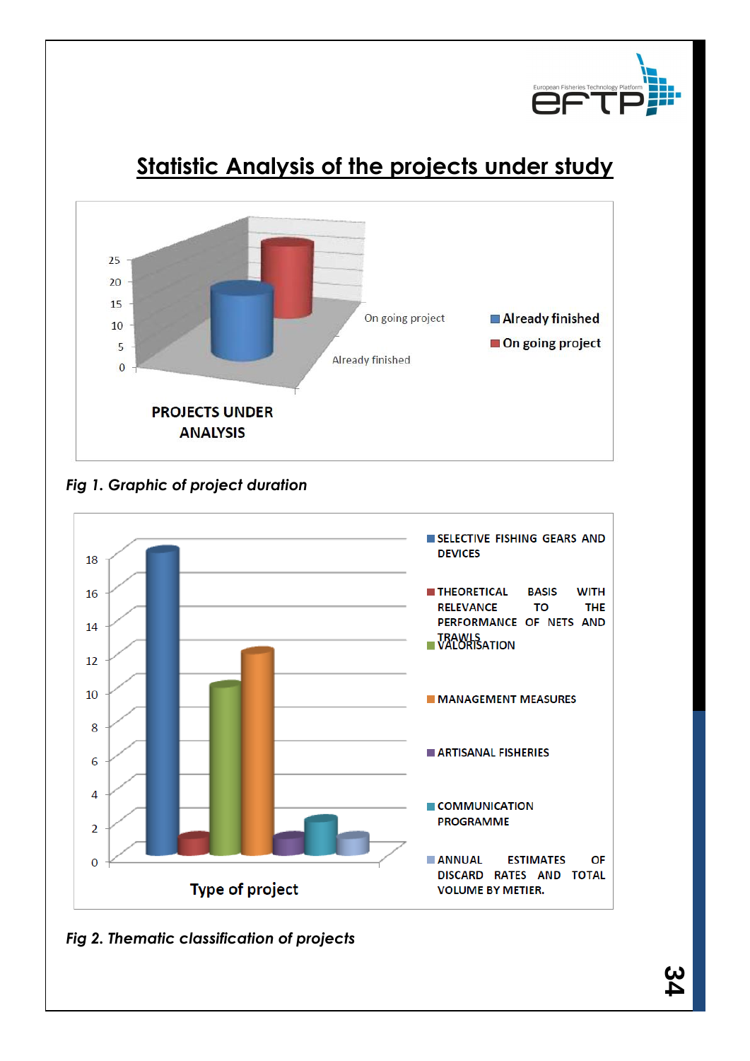# Statistic Analysis of the projects under study

*Fig 1. Graphic of project duration*

*Fig 2. Thematic classification of projects*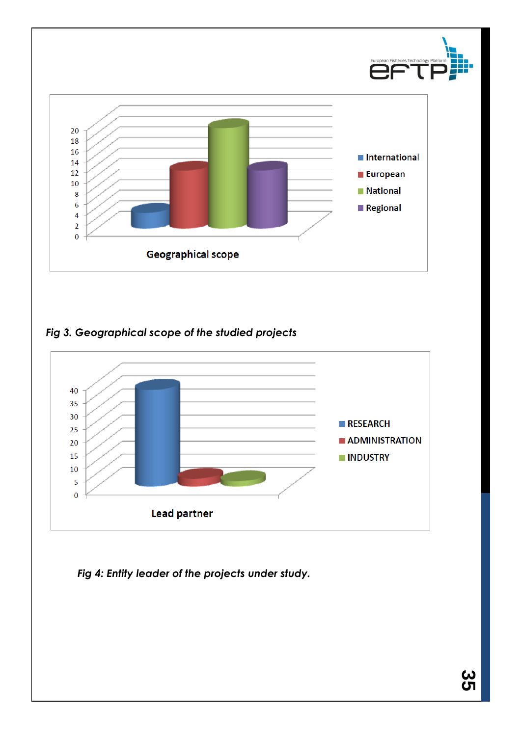Fig 3. Geographical scope of the studied projects

Fig 4: Entity leader of the projects under study.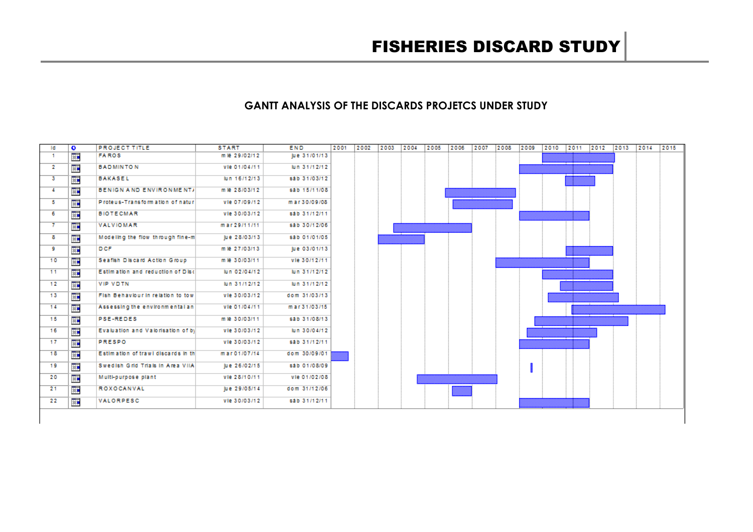## GANTT ANALYSIS OF THE DISCARDS PROJETCS UNDER STUDY

| Id | PROJECT TITLE | START | END |
|---|---|---|---|
| 1 | FAROS | mié 29/02/12 | jue 31/01/13 |
| 2 | BADMINTON | vie 01/04/11 | lun 31/12/12 |
| 3 | BAKASEL | lun 16/12/13 | sáb 31/03/12 |
| 4 | BENIGN AND ENVIRONMENT/ | mié 28/03/12 | sáb 15/11/08 |
| 5 | Proteus-Transformation of natur | vie 07/09/12 | mar 30/09/08 |
| 6 | BIOTECMAR | vie 30/03/12 | sáb 31/12/11 |
| 7 | VALVIOMAR | mar 29/11/11 | sáb 30/12/06 |
| 8 | Modeling the flow through fine-m | jue 28/03/13 | sáb 01/01/05 |
| 9 | DCF | mié 27/03/13 | jue 03/01/13 |
| 10 | Seafish Discard Action Group | mié 30/03/11 | vie 30/12/11 |
| 11 | Estimation and reduction of Dis( | lun 02/04/12 | lun 31/12/12 |
| 12 | VIP VDTN | lun 31/12/12 | lun 31/12/12 |
| 13 | Fish Behaviour in relation to tow | vie 30/03/12 | dom 31/03/13 |
| 14 | Assessing the environmental an | vie 01/04/11 | mar 31/03/15 |
| 15 | PSE-REDES | mié 30/03/11 | sáb 31/08/13 |
| 16 | Evaluation and Valorisation of b | vie 30/03/12 | lun 30/04/12 |
| 17 | PRESPO | vie 30/03/12 | sáb 31/12/11 |
| 18 | Estimation of trawl discards in th | mar 01/07/14 | dom 30/09/01 |
| 19 | Swedish Grid Trials in Area VIIA | jue 26/02/15 | sáb 01/08/09 |
| 20 | Multi-purpose plant | vie 28/10/11 | vie 01/02/08 |
| 21 | ROXOCANVAL | jue 29/05/14 | dom 31/12/06 |
| 22 | VALORPESC | vie 30/03/12 | sáb 31/12/11 |

2001 2002 2003 2004 2005 2006 2007 2008 2009 2010 2011 2012 2013 2014 2015